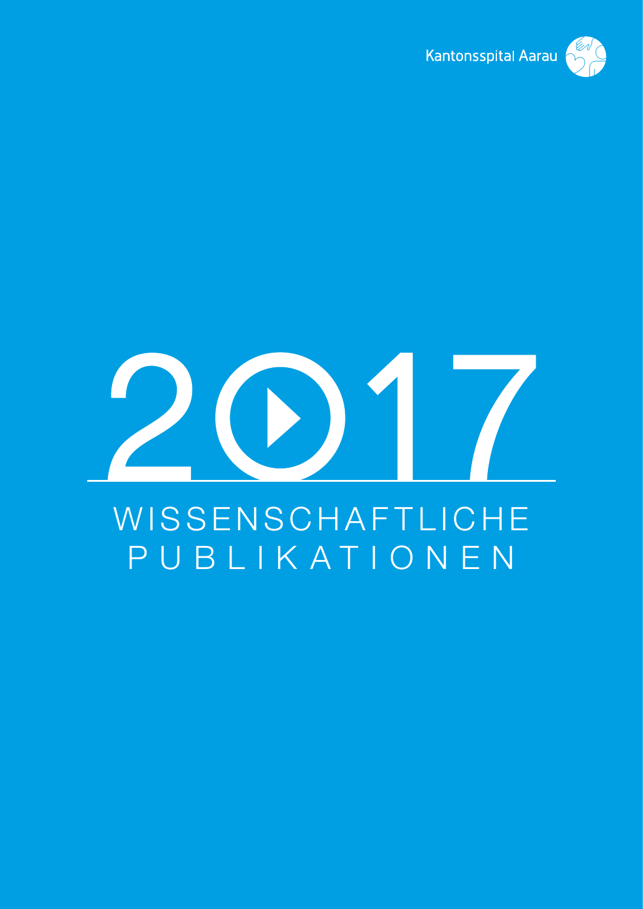Kantonsspital Aarau

# 2017

# WISSENSCHAFTLICHE PUBLIKATIONEN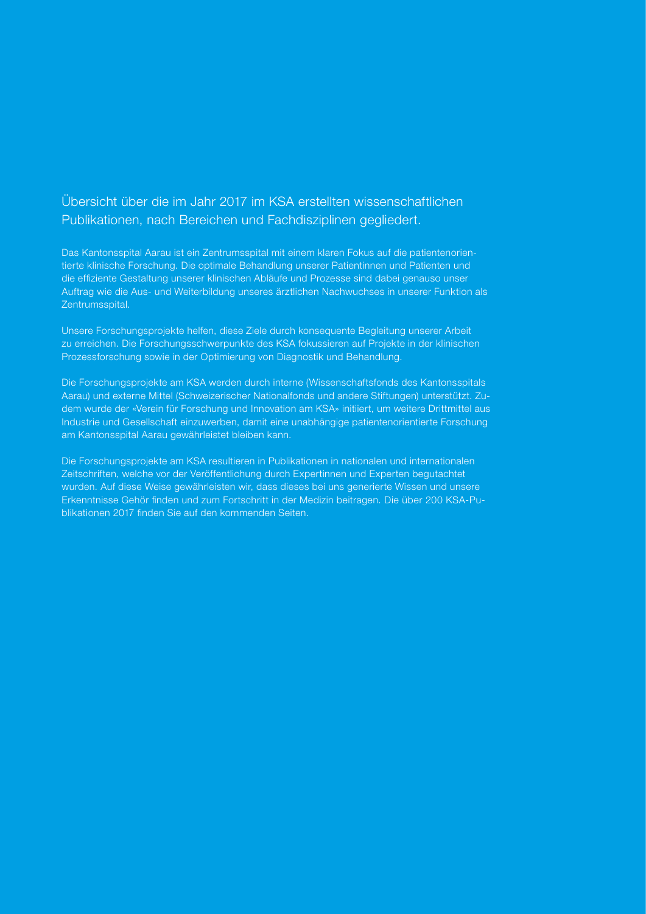## Übersicht über die im Jahr 2017 im KSA erstellten wissenschaftlichen Publikationen, nach Bereichen und Fachdisziplinen gegliedert.

Das Kantonsspital Aarau ist ein Zentrumsspital mit einem klaren Fokus auf die patientenorientierte klinische Forschung. Die optimale Behandlung unserer Patientinnen und Patienten und die effiziente Gestaltung unserer klinischen Abläufe und Prozesse sind dabei genauso unser Auftrag wie die Aus- und Weiterbildung unseres ärztlichen Nachwuchses in unserer Funktion als Zentrumsspital.

Unsere Forschungsprojekte helfen, diese Ziele durch konsequente Begleitung unserer Arbeit zu erreichen. Die Forschungsschwerpunkte des KSA fokussieren auf Projekte in der klinischen Prozessforschung sowie in der Optimierung von Diagnostik und Behandlung.

Die Forschungsprojekte am KSA werden durch interne (Wissenschaftsfonds des Kantonsspitals Aarau) und externe Mittel (Schweizerischer Nationalfonds und andere Stiftungen) unterstützt. Zudem wurde der «Verein für Forschung und Innovation am KSA» initiiert, um weitere Drittmittel aus Industrie und Gesellschaft einzuwerben, damit eine unabhängige patientenorientierte Forschung am Kantonsspital Aarau gewährleistet bleiben kann.

Die Forschungsprojekte am KSA resultieren in Publikationen in nationalen und internationalen Zeitschriften, welche vor der Veröffentlichung durch Expertinnen und Experten begutachtet wurden. Auf diese Weise gewährleisten wir, dass dieses bei uns generierte Wissen und unsere Erkenntnisse Gehör finden und zum Fortschritt in der Medizin beitragen. Die über 200 KSA-Publikationen 2017 finden Sie auf den kommenden Seiten.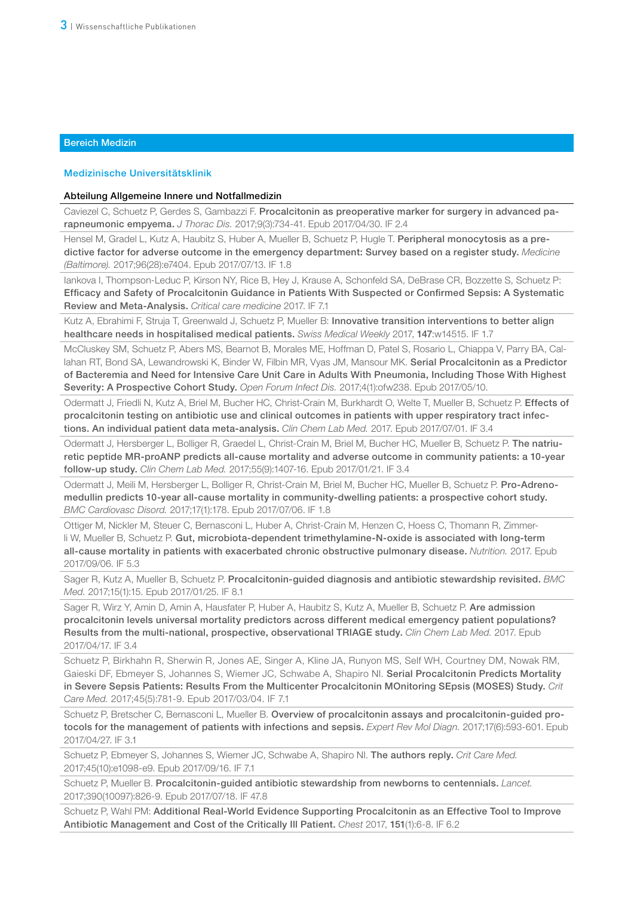## Bereich Medizin

### Medizinische Universitätsklinik

#### Abteilung Allgemeine Innere und Notfallmedizin

Caviezel C, Schuetz P, Gerdes S, Gambazzi F. **Procalcitonin as preoperative marker for surgery in advanced parapneumonic empyema.** *J Thorac Dis.* 2017;9(3):734-41. Epub 2017/04/30. IF 2.4

Hensel M, Gradel L, Kutz A, Haubitz S, Huber A, Mueller B, Schuetz P, Hugle T. **Peripheral monocytosis as a predictive factor for adverse outcome in the emergency department: Survey based on a register study.** *Medicine (Baltimore).* 2017;96(28):e7404. Epub 2017/07/13. IF 1.8

Iankova I, Thompson-Leduc P, Kirson NY, Rice B, Hey J, Krause A, Schonfeld SA, DeBrase CR, Bozzette S, Schuetz P: **Efficacy and Safety of Procalcitonin Guidance in Patients With Suspected or Confirmed Sepsis: A Systematic Review and Meta-Analysis.** *Critical care medicine* 2017. IF 7.1

Kutz A, Ebrahimi F, Struja T, Greenwald J, Schuetz P, Mueller B: **Innovative transition interventions to better align healthcare needs in hospitalised medical patients.** *Swiss Medical Weekly* 2017, **147**:w14515. IF 1.7

McCluskey SM, Schuetz P, Abers MS, Bearnot B, Morales ME, Hoffman D, Patel S, Rosario L, Chiappa V, Parry BA, Callahan RT, Bond SA, Lewandrowski K, Binder W, Filbin MR, Vyas JM, Mansour MK. **Serial Procalcitonin as a Predictor of Bacteremia and Need for Intensive Care Unit Care in Adults With Pneumonia, Including Those With Highest Severity: A Prospective Cohort Study.** *Open Forum Infect Dis.* 2017;4(1):ofw238. Epub 2017/05/10.

Odermatt J, Friedli N, Kutz A, Briel M, Bucher HC, Christ-Crain M, Burkhardt O, Welte T, Mueller B, Schuetz P. **Effects of procalcitonin testing on antibiotic use and clinical outcomes in patients with upper respiratory tract infections. An individual patient data meta-analysis.** *Clin Chem Lab Med.* 2017. Epub 2017/07/01. IF 3.4

Odermatt J, Hersberger L, Bolliger R, Graedel L, Christ-Crain M, Briel M, Bucher HC, Mueller B, Schuetz P. **The natriuretic peptide MR-proANP predicts all-cause mortality and adverse outcome in community patients: a 10-year follow-up study.** *Clin Chem Lab Med.* 2017;55(9):1407-16. Epub 2017/01/21. IF 3.4

Odermatt J, Meili M, Hersberger L, Bolliger R, Christ-Crain M, Briel M, Bucher HC, Mueller B, Schuetz P. **Pro-Adrenomedullin predicts 10-year all-cause mortality in community-dwelling patients: a prospective cohort study.** *BMC Cardiovasc Disord.* 2017;17(1):178. Epub 2017/07/06. IF 1.8

Ottiger M, Nickler M, Steuer C, Bernasconi L, Huber A, Christ-Crain M, Henzen C, Hoess C, Thomann R, Zimmerli W, Mueller B, Schuetz P. **Gut, microbiota-dependent trimethylamine-N-oxide is associated with long-term all-cause mortality in patients with exacerbated chronic obstructive pulmonary disease.** *Nutrition.* 2017. Epub 2017/09/06. IF 5.3

Sager R, Kutz A, Mueller B, Schuetz P. **Procalcitonin-guided diagnosis and antibiotic stewardship revisited.** *BMC Med.* 2017;15(1):15. Epub 2017/01/25. IF 8.1

Sager R, Wirz Y, Amin D, Amin A, Hausfater P, Huber A, Haubitz S, Kutz A, Mueller B, Schuetz P. **Are admission procalcitonin levels universal mortality predictors across different medical emergency patient populations? Results from the multi-national, prospective, observational TRIAGE study.** *Clin Chem Lab Med.* 2017. Epub 2017/04/17. IF 3.4

Schuetz P, Birkhahn R, Sherwin R, Jones AE, Singer A, Kline JA, Runyon MS, Self WH, Courtney DM, Nowak RM, Gaieski DF, Ebmeyer S, Johannes S, Wiemer JC, Schwabe A, Shapiro NI. **Serial Procalcitonin Predicts Mortality in Severe Sepsis Patients: Results From the Multicenter Procalcitonin MOnitoring SEpsis (MOSES) Study.** *Crit Care Med.* 2017;45(5):781-9. Epub 2017/03/04. IF 7.1

Schuetz P, Bretscher C, Bernasconi L, Mueller B. **Overview of procalcitonin assays and procalcitonin-guided protocols for the management of patients with infections and sepsis.** *Expert Rev Mol Diagn.* 2017;17(6):593-601. Epub 2017/04/27. IF 3.1

Schuetz P, Ebmeyer S, Johannes S, Wiemer JC, Schwabe A, Shapiro NI. **The authors reply.** *Crit Care Med.* 2017;45(10):e1098-e9. Epub 2017/09/16. IF 7.1

Schuetz P, Mueller B. **Procalcitonin-guided antibiotic stewardship from newborns to centennials.** *Lancet.* 2017;390(10097):826-9. Epub 2017/07/18. IF 47.8

Schuetz P, Wahl PM: **Additional Real-World Evidence Supporting Procalcitonin as an Effective Tool to Improve Antibiotic Management and Cost of the Critically Ill Patient.** *Chest* 2017, **151**(1):6-8. IF 6.2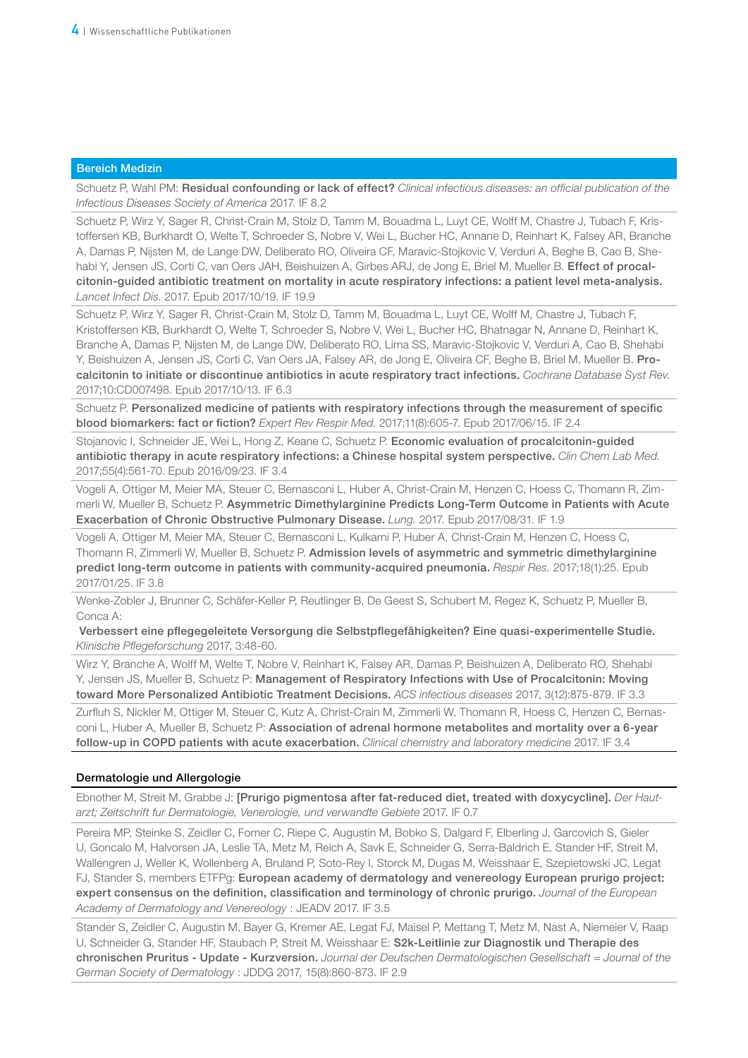## Bereich Medizin

Schuetz P, Wahl PM: **Residual confounding or lack of effect?** *Clinical infectious diseases: an official publication of the Infectious Diseases Society of America* 2017. IF 8.2

Schuetz P, Wirz Y, Sager R, Christ-Crain M, Stolz D, Tamm M, Bouadma L, Luyt CE, Wolff M, Chastre J, Tubach F, Kristoffersen KB, Burkhardt O, Welte T, Schroeder S, Nobre V, Wei L, Bucher HC, Annane D, Reinhart K, Falsey AR, Branche A, Damas P, Nijsten M, de Lange DW, Deliberato RO, Oliveira CF, Maravic-Stojkovic V, Verduri A, Beghe B, Cao B, Shehabi Y, Jensen JS, Corti C, van Oers JAH, Beishuizen A, Girbes ARJ, de Jong E, Briel M, Mueller B. **Effect of procalcitonin-guided antibiotic treatment on mortality in acute respiratory infections: a patient level meta-analysis.** *Lancet Infect Dis.* 2017. Epub 2017/10/19. IF 19.9

Schuetz P, Wirz Y, Sager R, Christ-Crain M, Stolz D, Tamm M, Bouadma L, Luyt CE, Wolff M, Chastre J, Tubach F, Kristoffersen KB, Burkhardt O, Welte T, Schroeder S, Nobre V, Wei L, Bucher HC, Bhatnagar N, Annane D, Reinhart K, Branche A, Damas P, Nijsten M, de Lange DW, Deliberato RO, Lima SS, Maravic-Stojkovic V, Verduri A, Cao B, Shehabi Y, Beishuizen A, Jensen JS, Corti C, Van Oers JA, Falsey AR, de Jong E, Oliveira CF, Beghe B, Briel M, Mueller B. **Procalcitonin to initiate or discontinue antibiotics in acute respiratory tract infections.** *Cochrane Database Syst Rev.* 2017;10:CD007498. Epub 2017/10/13. IF 6.3

Schuetz P. **Personalized medicine of patients with respiratory infections through the measurement of specific blood biomarkers: fact or fiction?** *Expert Rev Respir Med.* 2017;11(8):605-7. Epub 2017/06/15. IF 2.4

Stojanovic I, Schneider JE, Wei L, Hong Z, Keane C, Schuetz P. **Economic evaluation of procalcitonin-guided antibiotic therapy in acute respiratory infections: a Chinese hospital system perspective.** *Clin Chem Lab Med.* 2017;55(4):561-70. Epub 2016/09/23. IF 3.4

Vogeli A, Ottiger M, Meier MA, Steuer C, Bernasconi L, Huber A, Christ-Crain M, Henzen C, Hoess C, Thomann R, Zimmerli W, Mueller B, Schuetz P. **Asymmetric Dimethylarginine Predicts Long-Term Outcome in Patients with Acute Exacerbation of Chronic Obstructive Pulmonary Disease.** *Lung.* 2017. Epub 2017/08/31. IF 1.9

Vogeli A, Ottiger M, Meier MA, Steuer C, Bernasconi L, Kulkarni P, Huber A, Christ-Crain M, Henzen C, Hoess C, Thomann R, Zimmerli W, Mueller B, Schuetz P. **Admission levels of asymmetric and symmetric dimethylarginine predict long-term outcome in patients with community-acquired pneumonia.** *Respir Res.* 2017;18(1):25. Epub 2017/01/25. IF 3.8

Wenke-Zobler J, Brunner C, Schäfer-Keller P, Reutlinger B, De Geest S, Schubert M, Regez K, Schuetz P, Mueller B, Conca A:
**Verbessert eine pflegegeleitete Versorgung die Selbstpflegefähigkeiten? Eine quasi-experimentelle Studie.** *Klinische Pflegeforschung* 2017, 3:48-60.

Wirz Y, Branche A, Wolff M, Welte T, Nobre V, Reinhart K, Falsey AR, Damas P, Beishuizen A, Deliberato RO, Shehabi Y, Jensen JS, Mueller B, Schuetz P: **Management of Respiratory Infections with Use of Procalcitonin: Moving toward More Personalized Antibiotic Treatment Decisions.** *ACS infectious diseases* 2017, 3(12):875-879. IF 3.3

Zurfluh S, Nickler M, Ottiger M, Steuer C, Kutz A, Christ-Crain M, Zimmerli W, Thomann R, Hoess C, Henzen C, Bernasconi L, Huber A, Mueller B, Schuetz P: **Association of adrenal hormone metabolites and mortality over a 6-year follow-up in COPD patients with acute exacerbation.** *Clinical chemistry and laboratory medicine* 2017. IF 3.4

### Dermatologie und Allergologie

Ebnother M, Streit M, Grabbe J: **[Prurigo pigmentosa after fat-reduced diet, treated with doxycycline].** *Der Hautarzt; Zeitschrift fur Dermatologie, Venerologie, und verwandte Gebiete* 2017. IF 0.7

Pereira MP, Steinke S, Zeidler C, Forner C, Riepe C, Augustin M, Bobko S, Dalgard F, Elberling J, Garcovich S, Gieler U, Goncalo M, Halvorsen JA, Leslie TA, Metz M, Reich A, Savk E, Schneider G, Serra-Baldrich E, Stander HF, Streit M, Wallengren J, Weller K, Wollenberg A, Bruland P, Soto-Rey I, Storck M, Dugas M, Weisshaar E, Szepietowski JC, Legat FJ, Stander S, members ETFPg: **European academy of dermatology and venereology European prurigo project: expert consensus on the definition, classification and terminology of chronic prurigo.** *Journal of the European Academy of Dermatology and Venereology* : JEADV 2017. IF 3.5

Stander S, Zeidler C, Augustin M, Bayer G, Kremer AE, Legat FJ, Maisel P, Mettang T, Metz M, Nast A, Niemeier V, Raap U, Schneider G, Stander HF, Staubach P, Streit M, Weisshaar E: **S2k-Leitlinie zur Diagnostik und Therapie des chronischen Pruritus - Update - Kurzversion.** *Journal der Deutschen Dermatologischen Gesellschaft = Journal of the German Society of Dermatology* : JDDG 2017, 15(8):860-873. IF 2.9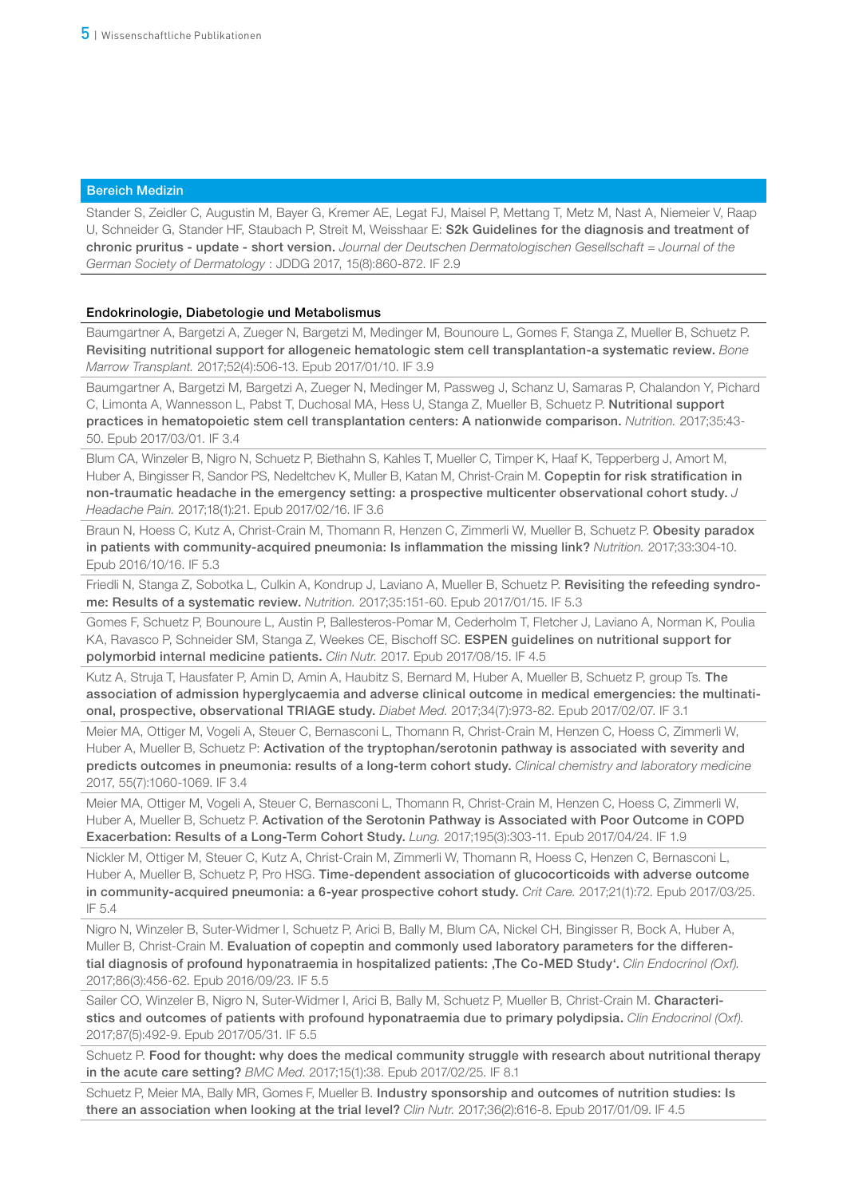## Bereich Medizin

Stander S, Zeidler C, Augustin M, Bayer G, Kremer AE, Legat FJ, Maisel P, Mettang T, Metz M, Nast A, Niemeier V, Raap U, Schneider G, Stander HF, Staubach P, Streit M, Weisshaar E: **S2k Guidelines for the diagnosis and treatment of chronic pruritus - update - short version.** *Journal der Deutschen Dermatologischen Gesellschaft = Journal of the German Society of Dermatology* : JDDG 2017, 15(8):860-872. IF 2.9

### Endokrinologie, Diabetologie und Metabolismus

Baumgartner A, Bargetzi A, Zueger N, Bargetzi M, Medinger M, Bounoure L, Gomes F, Stanga Z, Mueller B, Schuetz P. **Revisiting nutritional support for allogeneic hematologic stem cell transplantation-a systematic review.** *Bone Marrow Transplant.* 2017;52(4):506-13. Epub 2017/01/10. IF 3.9

Baumgartner A, Bargetzi M, Bargetzi A, Zueger N, Medinger M, Passweg J, Schanz U, Samaras P, Chalandon Y, Pichard C, Limonta A, Wannesson L, Pabst T, Duchosal MA, Hess U, Stanga Z, Mueller B, Schuetz P. **Nutritional support practices in hematopoietic stem cell transplantation centers: A nationwide comparison.** *Nutrition.* 2017;35:43-50. Epub 2017/03/01. IF 3.4

Blum CA, Winzeler B, Nigro N, Schuetz P, Biethahn S, Kahles T, Mueller C, Timper K, Haaf K, Tepperberg J, Amort M, Huber A, Bingisser R, Sandor PS, Nedeltchev K, Muller B, Katan M, Christ-Crain M. **Copeptin for risk stratification in non-traumatic headache in the emergency setting: a prospective multicenter observational cohort study.** *J Headache Pain.* 2017;18(1):21. Epub 2017/02/16. IF 3.6

Braun N, Hoess C, Kutz A, Christ-Crain M, Thomann R, Henzen C, Zimmerli W, Mueller B, Schuetz P. **Obesity paradox in patients with community-acquired pneumonia: Is inflammation the missing link?** *Nutrition.* 2017;33:304-10. Epub 2016/10/16. IF 5.3

Friedli N, Stanga Z, Sobotka L, Culkin A, Kondrup J, Laviano A, Mueller B, Schuetz P. **Revisiting the refeeding syndrome: Results of a systematic review.** *Nutrition.* 2017;35:151-60. Epub 2017/01/15. IF 5.3

Gomes F, Schuetz P, Bounoure L, Austin P, Ballesteros-Pomar M, Cederholm T, Fletcher J, Laviano A, Norman K, Poulia KA, Ravasco P, Schneider SM, Stanga Z, Weekes CE, Bischoff SC. **ESPEN guidelines on nutritional support for polymorbid internal medicine patients.** *Clin Nutr.* 2017. Epub 2017/08/15. IF 4.5

Kutz A, Struja T, Hausfater P, Amin D, Amin A, Haubitz S, Bernard M, Huber A, Mueller B, Schuetz P, group Ts. **The association of admission hyperglycaemia and adverse clinical outcome in medical emergencies: the multinational, prospective, observational TRIAGE study.** *Diabet Med.* 2017;34(7):973-82. Epub 2017/02/07. IF 3.1

Meier MA, Ottiger M, Vogeli A, Steuer C, Bernasconi L, Thomann R, Christ-Crain M, Henzen C, Hoess C, Zimmerli W, Huber A, Mueller B, Schuetz P: **Activation of the tryptophan/serotonin pathway is associated with severity and predicts outcomes in pneumonia: results of a long-term cohort study.** *Clinical chemistry and laboratory medicine* 2017, 55(7):1060-1069. IF 3.4

Meier MA, Ottiger M, Vogeli A, Steuer C, Bernasconi L, Thomann R, Christ-Crain M, Henzen C, Hoess C, Zimmerli W, Huber A, Mueller B, Schuetz P. **Activation of the Serotonin Pathway is Associated with Poor Outcome in COPD Exacerbation: Results of a Long-Term Cohort Study.** *Lung.* 2017;195(3):303-11. Epub 2017/04/24. IF 1.9

Nickler M, Ottiger M, Steuer C, Kutz A, Christ-Crain M, Zimmerli W, Thomann R, Hoess C, Henzen C, Bernasconi L, Huber A, Mueller B, Schuetz P, Pro HSG. **Time-dependent association of glucocorticoids with adverse outcome in community-acquired pneumonia: a 6-year prospective cohort study.** *Crit Care.* 2017;21(1):72. Epub 2017/03/25. IF 5.4

Nigro N, Winzeler B, Suter-Widmer I, Schuetz P, Arici B, Bally M, Blum CA, Nickel CH, Bingisser R, Bock A, Huber A, Muller B, Christ-Crain M. **Evaluation of copeptin and commonly used laboratory parameters for the differential diagnosis of profound hyponatraemia in hospitalized patients: ‚The Co-MED Study'.** *Clin Endocrinol (Oxf).* 2017;86(3):456-62. Epub 2016/09/23. IF 5.5

Sailer CO, Winzeler B, Nigro N, Suter-Widmer I, Arici B, Bally M, Schuetz P, Mueller B, Christ-Crain M. **Characteristics and outcomes of patients with profound hyponatraemia due to primary polydipsia.** *Clin Endocrinol (Oxf).* 2017;87(5):492-9. Epub 2017/05/31. IF 5.5

Schuetz P. **Food for thought: why does the medical community struggle with research about nutritional therapy in the acute care setting?** *BMC Med.* 2017;15(1):38. Epub 2017/02/25. IF 8.1

Schuetz P, Meier MA, Bally MR, Gomes F, Mueller B. **Industry sponsorship and outcomes of nutrition studies: Is there an association when looking at the trial level?** *Clin Nutr.* 2017;36(2):616-8. Epub 2017/01/09. IF 4.5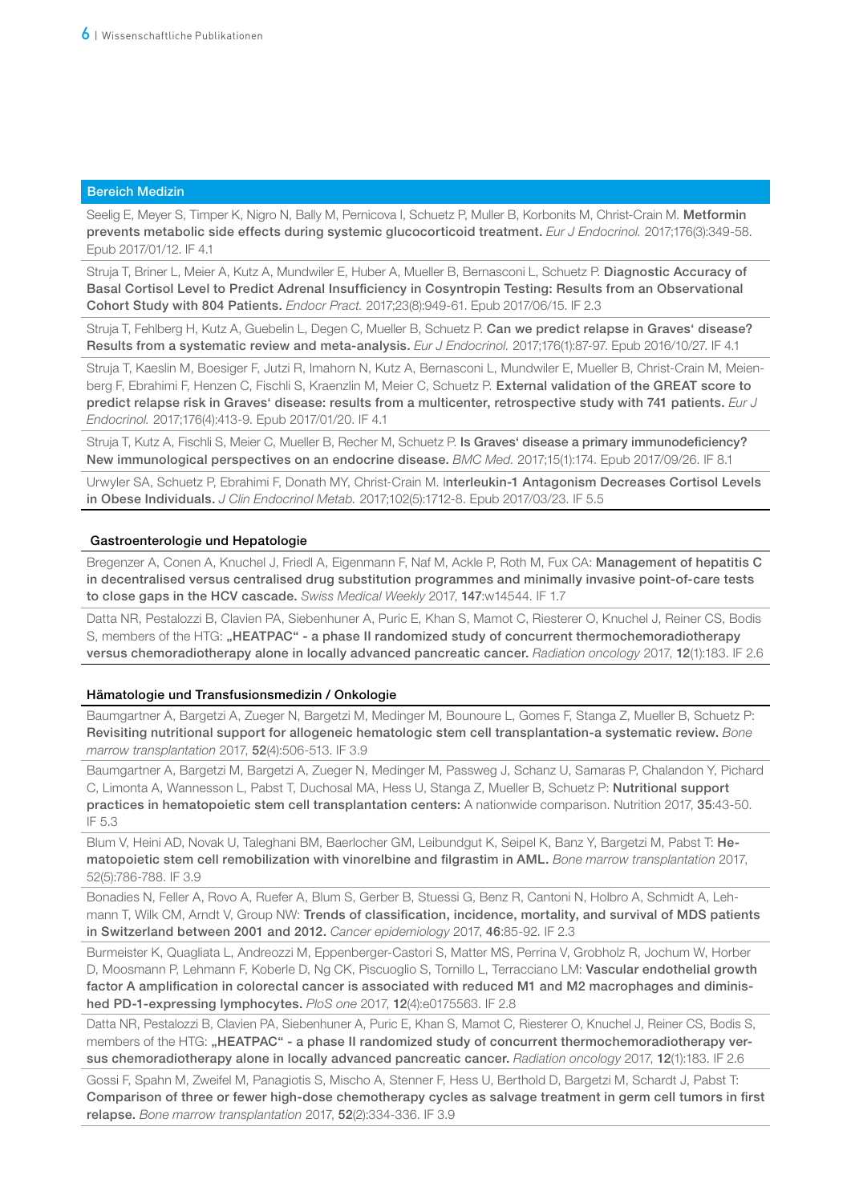## Bereich Medizin

Seelig E, Meyer S, Timper K, Nigro N, Bally M, Pernicova I, Schuetz P, Muller B, Korbonits M, Christ-Crain M. **Metformin prevents metabolic side effects during systemic glucocorticoid treatment.** *Eur J Endocrinol.* 2017;176(3):349-58. Epub 2017/01/12. IF 4.1

Struja T, Briner L, Meier A, Kutz A, Mundwiler E, Huber A, Mueller B, Bernasconi L, Schuetz P. **Diagnostic Accuracy of Basal Cortisol Level to Predict Adrenal Insufficiency in Cosyntropin Testing: Results from an Observational Cohort Study with 804 Patients.** *Endocr Pract.* 2017;23(8):949-61. Epub 2017/06/15. IF 2.3

Struja T, Fehlberg H, Kutz A, Guebelin L, Degen C, Mueller B, Schuetz P. **Can we predict relapse in Graves' disease? Results from a systematic review and meta-analysis.** *Eur J Endocrinol.* 2017;176(1):87-97. Epub 2016/10/27. IF 4.1

Struja T, Kaeslin M, Boesiger F, Jutzi R, Imahorn N, Kutz A, Bernasconi L, Mundwiler E, Mueller B, Christ-Crain M, Meienberg F, Ebrahimi F, Henzen C, Fischli S, Kraenzlin M, Meier C, Schuetz P. **External validation of the GREAT score to predict relapse risk in Graves' disease: results from a multicenter, retrospective study with 741 patients.** *Eur J Endocrinol.* 2017;176(4):413-9. Epub 2017/01/20. IF 4.1

Struja T, Kutz A, Fischli S, Meier C, Mueller B, Recher M, Schuetz P. **Is Graves' disease a primary immunodeficiency? New immunological perspectives on an endocrine disease.** *BMC Med.* 2017;15(1):174. Epub 2017/09/26. IF 8.1

Urwyler SA, Schuetz P, Ebrahimi F, Donath MY, Christ-Crain M. **Interleukin-1 Antagonism Decreases Cortisol Levels in Obese Individuals.** *J Clin Endocrinol Metab.* 2017;102(5):1712-8. Epub 2017/03/23. IF 5.5

### Gastroenterologie und Hepatologie

Bregenzer A, Conen A, Knuchel J, Friedl A, Eigenmann F, Naf M, Ackle P, Roth M, Fux CA: **Management of hepatitis C in decentralised versus centralised drug substitution programmes and minimally invasive point-of-care tests to close gaps in the HCV cascade.** *Swiss Medical Weekly* 2017, **147**:w14544. IF 1.7

Datta NR, Pestalozzi B, Clavien PA, Siebenhuner A, Puric E, Khan S, Mamot C, Riesterer O, Knuchel J, Reiner CS, Bodis S, members of the HTG: **„HEATPAC" - a phase II randomized study of concurrent thermochemoradiotherapy versus chemoradiotherapy alone in locally advanced pancreatic cancer.** *Radiation oncology* 2017, **12**(1):183. IF 2.6

### Hämatologie und Transfusionsmedizin / Onkologie

Baumgartner A, Bargetzi A, Zueger N, Bargetzi M, Medinger M, Bounoure L, Gomes F, Stanga Z, Mueller B, Schuetz P: **Revisiting nutritional support for allogeneic hematologic stem cell transplantation-a systematic review.** *Bone marrow transplantation* 2017, **52**(4):506-513. IF 3.9

Baumgartner A, Bargetzi M, Bargetzi A, Zueger N, Medinger M, Passweg J, Schanz U, Samaras P, Chalandon Y, Pichard C, Limonta A, Wannesson L, Pabst T, Duchosal MA, Hess U, Stanga Z, Mueller B, Schuetz P: **Nutritional support practices in hematopoietic stem cell transplantation centers:** A nationwide comparison. Nutrition 2017, **35**:43-50. IF 5.3

Blum V, Heini AD, Novak U, Taleghani BM, Baerlocher GM, Leibundgut K, Seipel K, Banz Y, Bargetzi M, Pabst T: **Hematopoietic stem cell remobilization with vinorelbine and filgrastim in AML.** *Bone marrow transplantation* 2017, 52(5):786-788. IF 3.9

Bonadies N, Feller A, Rovo A, Ruefer A, Blum S, Gerber B, Stuessi G, Benz R, Cantoni N, Holbro A, Schmidt A, Lehmann T, Wilk CM, Arndt V, Group NW: **Trends of classification, incidence, mortality, and survival of MDS patients in Switzerland between 2001 and 2012.** *Cancer epidemiology* 2017, **46**:85-92. IF 2.3

Burmeister K, Quagliata L, Andreozzi M, Eppenberger-Castori S, Matter MS, Perrina V, Grobholz R, Jochum W, Horber D, Moosmann P, Lehmann F, Koberle D, Ng CK, Piscuoglio S, Tornillo L, Terracciano LM: **Vascular endothelial growth factor A amplification in colorectal cancer is associated with reduced M1 and M2 macrophages and diminished PD-1-expressing lymphocytes.** *PloS one* 2017, **12**(4):e0175563. IF 2.8

Datta NR, Pestalozzi B, Clavien PA, Siebenhuner A, Puric E, Khan S, Mamot C, Riesterer O, Knuchel J, Reiner CS, Bodis S, members of the HTG: **„HEATPAC" - a phase II randomized study of concurrent thermochemoradiotherapy versus chemoradiotherapy alone in locally advanced pancreatic cancer.** *Radiation oncology* 2017, **12**(1):183. IF 2.6

Gossi F, Spahn M, Zweifel M, Panagiotis S, Mischo A, Stenner F, Hess U, Berthold D, Bargetzi M, Schardt J, Pabst T: **Comparison of three or fewer high-dose chemotherapy cycles as salvage treatment in germ cell tumors in first relapse.** *Bone marrow transplantation* 2017, **52**(2):334-336. IF 3.9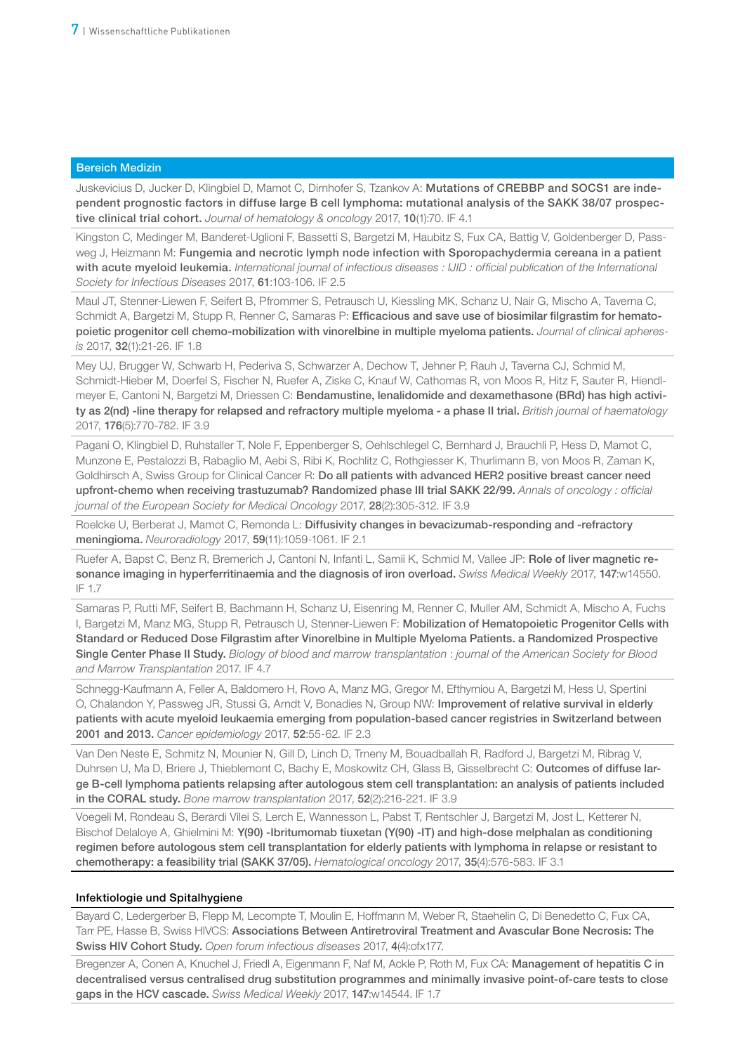## Bereich Medizin

Juskevicius D, Jucker D, Klingbiel D, Mamot C, Dirnhofer S, Tzankov A: **Mutations of CREBBP and SOCS1 are independent prognostic factors in diffuse large B cell lymphoma: mutational analysis of the SAKK 38/07 prospective clinical trial cohort.** *Journal of hematology & oncology* 2017, **10**(1):70. IF 4.1

Kingston C, Medinger M, Banderet-Uglioni F, Bassetti S, Bargetzi M, Haubitz S, Fux CA, Battig V, Goldenberger D, Passweg J, Heizmann M: **Fungemia and necrotic lymph node infection with Sporopachydermia cereana in a patient with acute myeloid leukemia.** *International journal of infectious diseases : IJID : official publication of the International Society for Infectious Diseases* 2017, **61**:103-106. IF 2.5

Maul JT, Stenner-Liewen F, Seifert B, Pfrommer S, Petrausch U, Kiessling MK, Schanz U, Nair G, Mischo A, Taverna C, Schmidt A, Bargetzi M, Stupp R, Renner C, Samaras P: **Efficacious and save use of biosimilar filgrastim for hematopoietic progenitor cell chemo-mobilization with vinorelbine in multiple myeloma patients.** *Journal of clinical apheresis* 2017, **32**(1):21-26. IF 1.8

Mey UJ, Brugger W, Schwarb H, Pederiva S, Schwarzer A, Dechow T, Jehner P, Rauh J, Taverna CJ, Schmid M, Schmidt-Hieber M, Doerfel S, Fischer N, Ruefer A, Ziske C, Knauf W, Cathomas R, von Moos R, Hitz F, Sauter R, Hiendlmeyer E, Cantoni N, Bargetzi M, Driessen C: **Bendamustine, lenalidomide and dexamethasone (BRd) has high activity as 2(nd) -line therapy for relapsed and refractory multiple myeloma - a phase II trial.** *British journal of haematology* 2017, **176**(5):770-782. IF 3.9

Pagani O, Klingbiel D, Ruhstaller T, Nole F, Eppenberger S, Oehlschlegel C, Bernhard J, Brauchli P, Hess D, Mamot C, Munzone E, Pestalozzi B, Rabaglio M, Aebi S, Ribi K, Rochlitz C, Rothgiesser K, Thurlimann B, von Moos R, Zaman K, Goldhirsch A, Swiss Group for Clinical Cancer R: **Do all patients with advanced HER2 positive breast cancer need upfront-chemo when receiving trastuzumab? Randomized phase III trial SAKK 22/99.** *Annals of oncology : official journal of the European Society for Medical Oncology* 2017, **28**(2):305-312. IF 3.9

Roelcke U, Berberat J, Mamot C, Remonda L: **Diffusivity changes in bevacizumab-responding and -refractory meningioma.** *Neuroradiology* 2017, **59**(11):1059-1061. IF 2.1

Ruefer A, Bapst C, Benz R, Bremerich J, Cantoni N, Infanti L, Samii K, Schmid M, Vallee JP: **Role of liver magnetic resonance imaging in hyperferritinaemia and the diagnosis of iron overload.** *Swiss Medical Weekly* 2017, **147**:w14550. IF 1.7

Samaras P, Rutti MF, Seifert B, Bachmann H, Schanz U, Eisenring M, Renner C, Muller AM, Schmidt A, Mischo A, Fuchs I, Bargetzi M, Manz MG, Stupp R, Petrausch U, Stenner-Liewen F: **Mobilization of Hematopoietic Progenitor Cells with Standard or Reduced Dose Filgrastim after Vinorelbine in Multiple Myeloma Patients. a Randomized Prospective Single Center Phase II Study.** *Biology of blood and marrow transplantation : journal of the American Society for Blood and Marrow Transplantation* 2017. IF 4.7

Schnegg-Kaufmann A, Feller A, Baldomero H, Rovo A, Manz MG, Gregor M, Efthymiou A, Bargetzi M, Hess U, Spertini O, Chalandon Y, Passweg JR, Stussi G, Arndt V, Bonadies N, Group NW: **Improvement of relative survival in elderly patients with acute myeloid leukaemia emerging from population-based cancer registries in Switzerland between 2001 and 2013.** *Cancer epidemiology* 2017, **52**:55-62. IF 2.3

Van Den Neste E, Schmitz N, Mounier N, Gill D, Linch D, Trneny M, Bouadballah R, Radford J, Bargetzi M, Ribrag V, Duhrsen U, Ma D, Briere J, Thieblemont C, Bachy E, Moskowitz CH, Glass B, Gisselbrecht C: **Outcomes of diffuse large B-cell lymphoma patients relapsing after autologous stem cell transplantation: an analysis of patients included in the CORAL study.** *Bone marrow transplantation* 2017, **52**(2):216-221. IF 3.9

Voegeli M, Rondeau S, Berardi Vilei S, Lerch E, Wannesson L, Pabst T, Rentschler J, Bargetzi M, Jost L, Ketterer N, Bischof Delaloye A, Ghielmini M: **Y(90) -Ibritumomab tiuxetan (Y(90) -IT) and high-dose melphalan as conditioning regimen before autologous stem cell transplantation for elderly patients with lymphoma in relapse or resistant to chemotherapy: a feasibility trial (SAKK 37/05).** *Hematological oncology* 2017, **35**(4):576-583. IF 3.1

### Infektiologie und Spitalhygiene

Bayard C, Ledergerber B, Flepp M, Lecompte T, Moulin E, Hoffmann M, Weber R, Staehelin C, Di Benedetto C, Fux CA, Tarr PE, Hasse B, Swiss HIVCS: **Associations Between Antiretroviral Treatment and Avascular Bone Necrosis: The Swiss HIV Cohort Study.** *Open forum infectious diseases* 2017, **4**(4):ofx177.

Bregenzer A, Conen A, Knuchel J, Friedl A, Eigenmann F, Naf M, Ackle P, Roth M, Fux CA: **Management of hepatitis C in decentralised versus centralised drug substitution programmes and minimally invasive point-of-care tests to close gaps in the HCV cascade.** *Swiss Medical Weekly* 2017, **147**:w14544. IF 1.7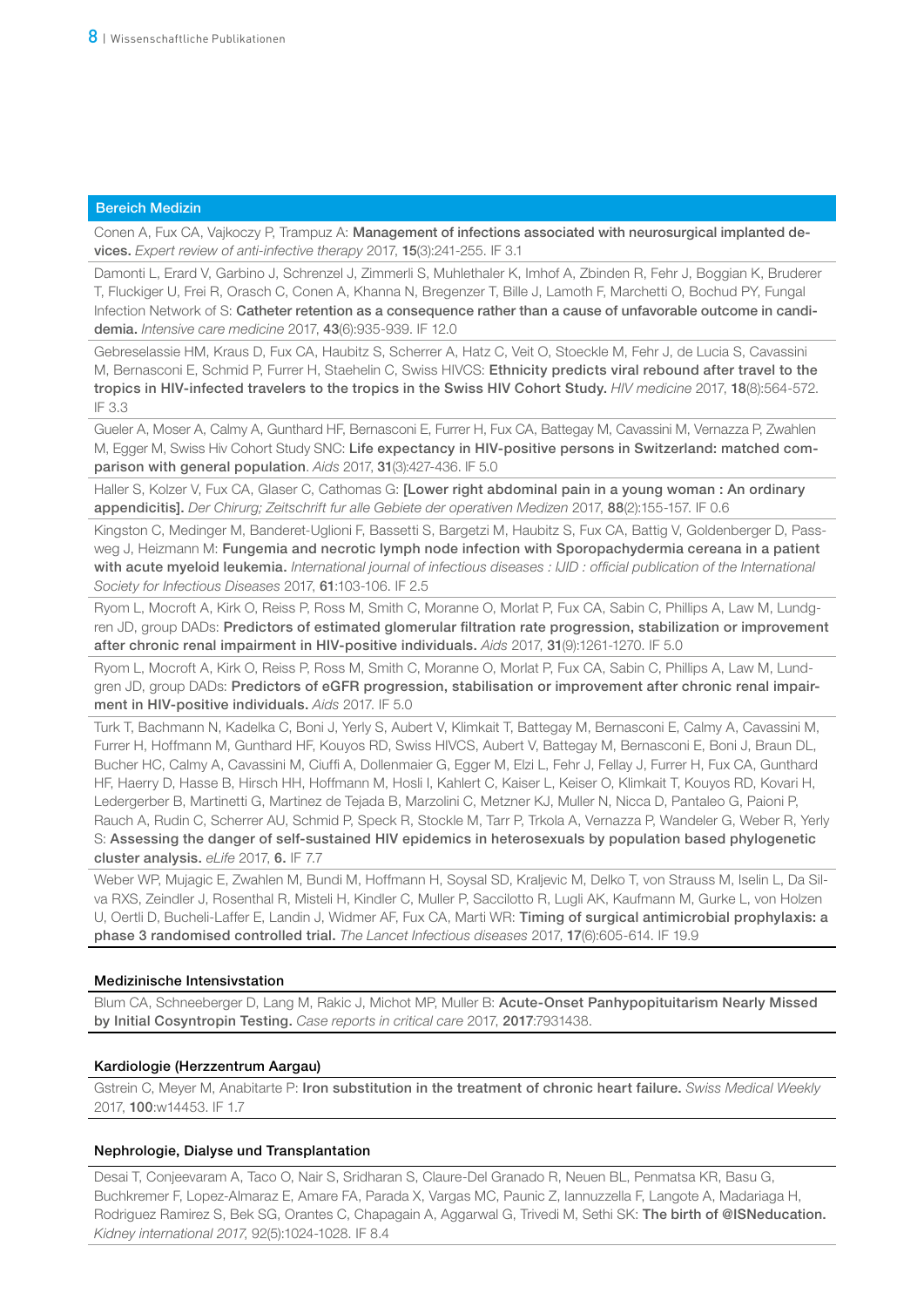## Bereich Medizin

Conen A, Fux CA, Vajkoczy P, Trampuz A: **Management of infections associated with neurosurgical implanted devices.** *Expert review of anti-infective therapy* 2017, **15**(3):241-255. IF 3.1

Damonti L, Erard V, Garbino J, Schrenzel J, Zimmerli S, Muhlethaler K, Imhof A, Zbinden R, Fehr J, Boggian K, Bruderer T, Fluckiger U, Frei R, Orasch C, Conen A, Khanna N, Bregenzer T, Bille J, Lamoth F, Marchetti O, Bochud PY, Fungal Infection Network of S: **Catheter retention as a consequence rather than a cause of unfavorable outcome in candidemia.** *Intensive care medicine* 2017, **43**(6):935-939. IF 12.0

Gebreselassie HM, Kraus D, Fux CA, Haubitz S, Scherrer A, Hatz C, Veit O, Stoeckle M, Fehr J, de Lucia S, Cavassini M, Bernasconi E, Schmid P, Furrer H, Staehelin C, Swiss HIVCS: **Ethnicity predicts viral rebound after travel to the tropics in HIV-infected travelers to the tropics in the Swiss HIV Cohort Study.** *HIV medicine* 2017, **18**(8):564-572. IF 3.3

Gueler A, Moser A, Calmy A, Gunthard HF, Bernasconi E, Furrer H, Fux CA, Battegay M, Cavassini M, Vernazza P, Zwahlen M, Egger M, Swiss Hiv Cohort Study SNC: **Life expectancy in HIV-positive persons in Switzerland: matched comparison with general population**. *Aids* 2017, **31**(3):427-436. IF 5.0

Haller S, Kolzer V, Fux CA, Glaser C, Cathomas G: **[Lower right abdominal pain in a young woman : An ordinary appendicitis].** *Der Chirurg; Zeitschrift fur alle Gebiete der operativen Medizen* 2017, **88**(2):155-157. IF 0.6

Kingston C, Medinger M, Banderet-Uglioni F, Bassetti S, Bargetzi M, Haubitz S, Fux CA, Battig V, Goldenberger D, Passweg J, Heizmann M: **Fungemia and necrotic lymph node infection with Sporopachydermia cereana in a patient with acute myeloid leukemia.** *International journal of infectious diseases : IJID : official publication of the International Society for Infectious Diseases* 2017, **61**:103-106. IF 2.5

Ryom L, Mocroft A, Kirk O, Reiss P, Ross M, Smith C, Moranne O, Morlat P, Fux CA, Sabin C, Phillips A, Law M, Lundgren JD, group DADs: **Predictors of estimated glomerular filtration rate progression, stabilization or improvement after chronic renal impairment in HIV-positive individuals.** *Aids* 2017, **31**(9):1261-1270. IF 5.0

Ryom L, Mocroft A, Kirk O, Reiss P, Ross M, Smith C, Moranne O, Morlat P, Fux CA, Sabin C, Phillips A, Law M, Lundgren JD, group DADs: **Predictors of eGFR progression, stabilisation or improvement after chronic renal impairment in HIV-positive individuals.** *Aids* 2017. IF 5.0

Turk T, Bachmann N, Kadelka C, Boni J, Yerly S, Aubert V, Klimkait T, Battegay M, Bernasconi E, Calmy A, Cavassini M, Furrer H, Hoffmann M, Gunthard HF, Kouyos RD, Swiss HIVCS, Aubert V, Battegay M, Bernasconi E, Boni J, Braun DL, Bucher HC, Calmy A, Cavassini M, Ciuffi A, Dollenmaier G, Egger M, Elzi L, Fehr J, Fellay J, Furrer H, Fux CA, Gunthard HF, Haerry D, Hasse B, Hirsch HH, Hoffmann M, Hosli I, Kahlert C, Kaiser L, Keiser O, Klimkait T, Kouyos RD, Kovari H, Ledergerber B, Martinetti G, Martinez de Tejada B, Marzolini C, Metzner KJ, Muller N, Nicca D, Pantaleo G, Paioni P, Rauch A, Rudin C, Scherrer AU, Schmid P, Speck R, Stockle M, Tarr P, Trkola A, Vernazza P, Wandeler G, Weber R, Yerly S: **Assessing the danger of self-sustained HIV epidemics in heterosexuals by population based phylogenetic cluster analysis.** *eLife* 2017, **6.** IF 7.7

Weber WP, Mujagic E, Zwahlen M, Bundi M, Hoffmann H, Soysal SD, Kraljevic M, Delko T, von Strauss M, Iselin L, Da Silva RXS, Zeindler J, Rosenthal R, Misteli H, Kindler C, Muller P, Saccilotto R, Lugli AK, Kaufmann M, Gurke L, von Holzen U, Oertli D, Bucheli-Laffer E, Landin J, Widmer AF, Fux CA, Marti WR: **Timing of surgical antimicrobial prophylaxis: a phase 3 randomised controlled trial.** *The Lancet Infectious diseases* 2017, **17**(6):605-614. IF 19.9

## Medizinische Intensivstation

Blum CA, Schneeberger D, Lang M, Rakic J, Michot MP, Muller B: **Acute-Onset Panhypopituitarism Nearly Missed by Initial Cosyntropin Testing.** *Case reports in critical care* 2017, **2017**:7931438.

## Kardiologie (Herzzentrum Aargau)

Gstrein C, Meyer M, Anabitarte P: **Iron substitution in the treatment of chronic heart failure.** *Swiss Medical Weekly* 2017, **100**:w14453. IF 1.7

## Nephrologie, Dialyse und Transplantation

Desai T, Conjeevaram A, Taco O, Nair S, Sridharan S, Claure-Del Granado R, Neuen BL, Penmatsa KR, Basu G, Buchkremer F, Lopez-Almaraz E, Amare FA, Parada X, Vargas MC, Paunic Z, Iannuzzella F, Langote A, Madariaga H, Rodriguez Ramirez S, Bek SG, Orantes C, Chapagain A, Aggarwal G, Trivedi M, Sethi SK: **The birth of @ISNeducation.** *Kidney international 2017,* 92(5):1024-1028. IF 8.4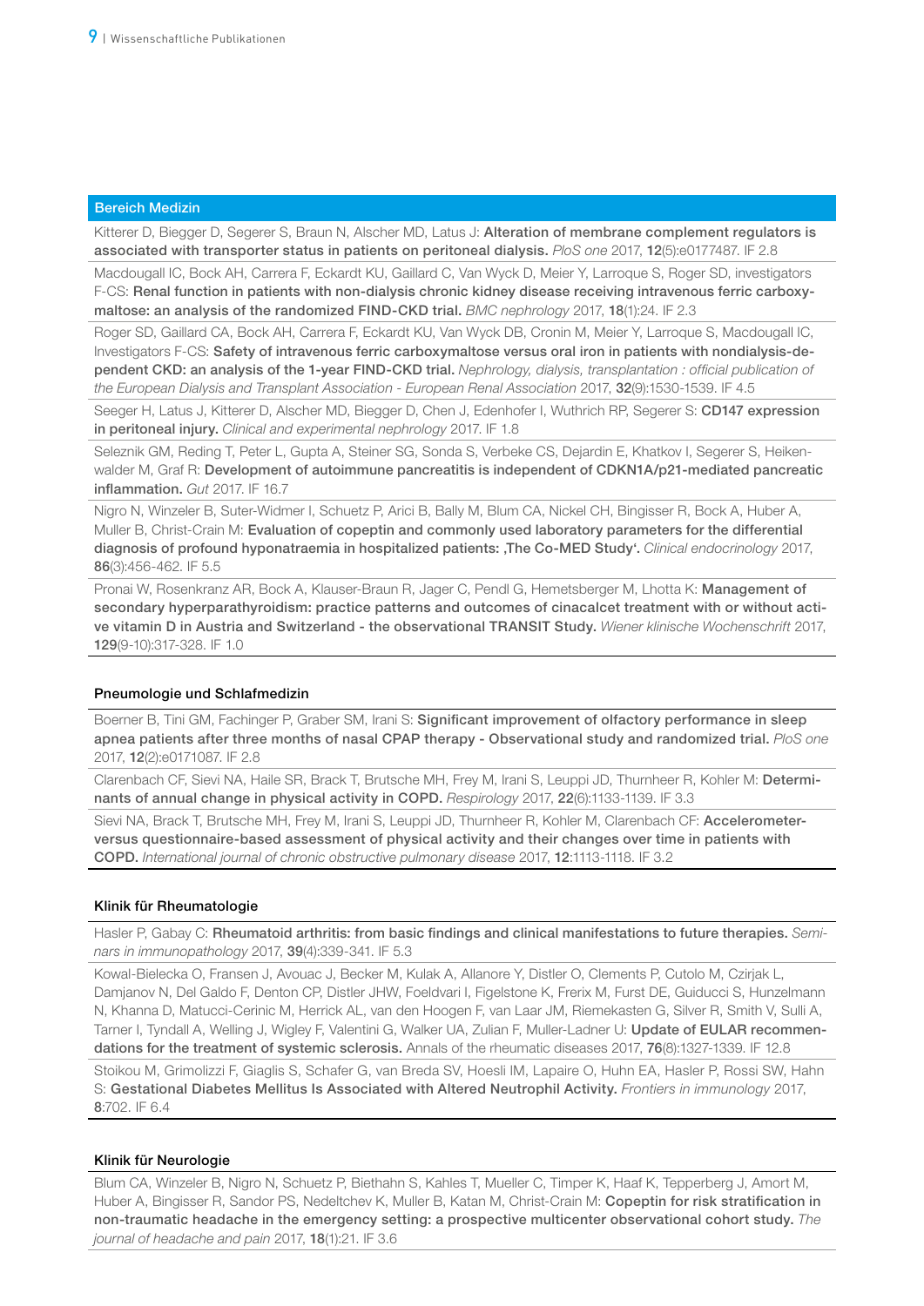## Bereich Medizin

Kitterer D, Biegger D, Segerer S, Braun N, Alscher MD, Latus J: **Alteration of membrane complement regulators is associated with transporter status in patients on peritoneal dialysis.** *PloS one* 2017, **12**(5):e0177487. IF 2.8

Macdougall IC, Bock AH, Carrera F, Eckardt KU, Gaillard C, Van Wyck D, Meier Y, Larroque S, Roger SD, investigators F-CS: **Renal function in patients with non-dialysis chronic kidney disease receiving intravenous ferric carboxymaltose: an analysis of the randomized FIND-CKD trial.** *BMC nephrology* 2017, **18**(1):24. IF 2.3

Roger SD, Gaillard CA, Bock AH, Carrera F, Eckardt KU, Van Wyck DB, Cronin M, Meier Y, Larroque S, Macdougall IC, Investigators F-CS: **Safety of intravenous ferric carboxymaltose versus oral iron in patients with nondialysis-dependent CKD: an analysis of the 1-year FIND-CKD trial.** *Nephrology, dialysis, transplantation : official publication of the European Dialysis and Transplant Association - European Renal Association* 2017, **32**(9):1530-1539. IF 4.5

Seeger H, Latus J, Kitterer D, Alscher MD, Biegger D, Chen J, Edenhofer I, Wuthrich RP, Segerer S: **CD147 expression in peritoneal injury.** *Clinical and experimental nephrology* 2017. IF 1.8

Seleznik GM, Reding T, Peter L, Gupta A, Steiner SG, Sonda S, Verbeke CS, Dejardin E, Khatkov I, Segerer S, Heikenwalder M, Graf R: **Development of autoimmune pancreatitis is independent of CDKN1A/p21-mediated pancreatic inflammation.** *Gut* 2017. IF 16.7

Nigro N, Winzeler B, Suter-Widmer I, Schuetz P, Arici B, Bally M, Blum CA, Nickel CH, Bingisser R, Bock A, Huber A, Muller B, Christ-Crain M: **Evaluation of copeptin and commonly used laboratory parameters for the differential diagnosis of profound hyponatraemia in hospitalized patients: ‚The Co-MED Study'.** *Clinical endocrinology* 2017, **86**(3):456-462. IF 5.5

Pronai W, Rosenkranz AR, Bock A, Klauser-Braun R, Jager C, Pendl G, Hemetsberger M, Lhotta K: **Management of secondary hyperparathyroidism: practice patterns and outcomes of cinacalcet treatment with or without active vitamin D in Austria and Switzerland - the observational TRANSIT Study.** *Wiener klinische Wochenschrift* 2017, **129**(9-10):317-328. IF 1.0

### Pneumologie und Schlafmedizin

Boerner B, Tini GM, Fachinger P, Graber SM, Irani S: **Significant improvement of olfactory performance in sleep apnea patients after three months of nasal CPAP therapy - Observational study and randomized trial.** *PloS one* 2017, **12**(2):e0171087. IF 2.8

Clarenbach CF, Sievi NA, Haile SR, Brack T, Brutsche MH, Frey M, Irani S, Leuppi JD, Thurnheer R, Kohler M: **Determinants of annual change in physical activity in COPD.** *Respirology* 2017, **22**(6):1133-1139. IF 3.3

Sievi NA, Brack T, Brutsche MH, Frey M, Irani S, Leuppi JD, Thurnheer R, Kohler M, Clarenbach CF: **Accelerometer- versus questionnaire-based assessment of physical activity and their changes over time in patients with COPD.** *International journal of chronic obstructive pulmonary disease* 2017, **12**:1113-1118. IF 3.2

### Klinik für Rheumatologie

Hasler P, Gabay C: **Rheumatoid arthritis: from basic findings and clinical manifestations to future therapies.** *Seminars in immunopathology* 2017, **39**(4):339-341. IF 5.3

Kowal-Bielecka O, Fransen J, Avouac J, Becker M, Kulak A, Allanore Y, Distler O, Clements P, Cutolo M, Czirjak L, Damjanov N, Del Galdo F, Denton CP, Distler JHW, Foeldvari I, Figelstone K, Frerix M, Furst DE, Guiducci S, Hunzelmann N, Khanna D, Matucci-Cerinic M, Herrick AL, van den Hoogen F, van Laar JM, Riemekasten G, Silver R, Smith V, Sulli A, Tarner I, Tyndall A, Welling J, Wigley F, Valentini G, Walker UA, Zulian F, Muller-Ladner U: **Update of EULAR recommendations for the treatment of systemic sclerosis.** Annals of the rheumatic diseases 2017, **76**(8):1327-1339. IF 12.8

Stoikou M, Grimolizzi F, Giaglis S, Schafer G, van Breda SV, Hoesli IM, Lapaire O, Huhn EA, Hasler P, Rossi SW, Hahn S: **Gestational Diabetes Mellitus Is Associated with Altered Neutrophil Activity.** *Frontiers in immunology* 2017, **8**:702. IF 6.4

### Klinik für Neurologie

Blum CA, Winzeler B, Nigro N, Schuetz P, Biethahn S, Kahles T, Mueller C, Timper K, Haaf K, Tepperberg J, Amort M, Huber A, Bingisser R, Sandor PS, Nedeltchev K, Muller B, Katan M, Christ-Crain M: **Copeptin for risk stratification in non-traumatic headache in the emergency setting: a prospective multicenter observational cohort study.** *The journal of headache and pain* 2017, **18**(1):21. IF 3.6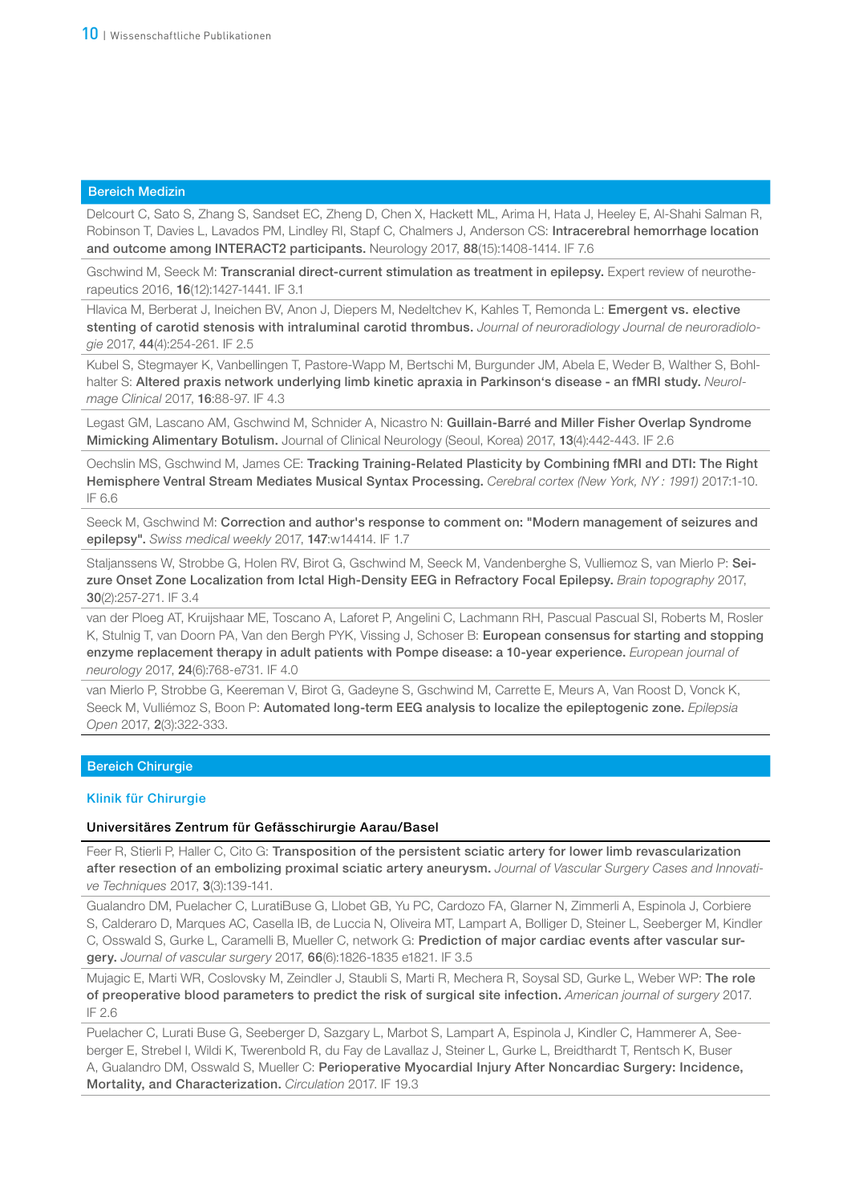## Bereich Medizin

Delcourt C, Sato S, Zhang S, Sandset EC, Zheng D, Chen X, Hackett ML, Arima H, Hata J, Heeley E, Al-Shahi Salman R, Robinson T, Davies L, Lavados PM, Lindley RI, Stapf C, Chalmers J, Anderson CS: **Intracerebral hemorrhage location and outcome among INTERACT2 participants.** Neurology 2017, **88**(15):1408-1414. IF 7.6

Gschwind M, Seeck M: **Transcranial direct-current stimulation as treatment in epilepsy.** Expert review of neurotherapeutics 2016, **16**(12):1427-1441. IF 3.1

Hlavica M, Berberat J, Ineichen BV, Anon J, Diepers M, Nedeltchev K, Kahles T, Remonda L: **Emergent vs. elective stenting of carotid stenosis with intraluminal carotid thrombus.** *Journal of neuroradiology Journal de neuroradiologie* 2017, **44**(4):254-261. IF 2.5

Kubel S, Stegmayer K, Vanbellingen T, Pastore-Wapp M, Bertschi M, Burgunder JM, Abela E, Weder B, Walther S, Bohlhalter S: **Altered praxis network underlying limb kinetic apraxia in Parkinson's disease - an fMRI study.** *NeuroImage Clinical* 2017, **16**:88-97. IF 4.3

Legast GM, Lascano AM, Gschwind M, Schnider A, Nicastro N: **Guillain-Barré and Miller Fisher Overlap Syndrome Mimicking Alimentary Botulism.** Journal of Clinical Neurology (Seoul, Korea) 2017, **13**(4):442-443. IF 2.6

Oechslin MS, Gschwind M, James CE: **Tracking Training-Related Plasticity by Combining fMRI and DTI: The Right Hemisphere Ventral Stream Mediates Musical Syntax Processing.** *Cerebral cortex (New York, NY : 1991)* 2017:1-10. IF 6.6

Seeck M, Gschwind M: **Correction and author's response to comment on: "Modern management of seizures and epilepsy".** *Swiss medical weekly* 2017, **147**:w14414. IF 1.7

Staljanssens W, Strobbe G, Holen RV, Birot G, Gschwind M, Seeck M, Vandenberghe S, Vulliemoz S, van Mierlo P: **Seizure Onset Zone Localization from Ictal High-Density EEG in Refractory Focal Epilepsy.** *Brain topography* 2017, **30**(2):257-271. IF 3.4

van der Ploeg AT, Kruijshaar ME, Toscano A, Laforet P, Angelini C, Lachmann RH, Pascual Pascual SI, Roberts M, Rosler K, Stulnig T, van Doorn PA, Van den Bergh PYK, Vissing J, Schoser B: **European consensus for starting and stopping enzyme replacement therapy in adult patients with Pompe disease: a 10-year experience.** *European journal of neurology* 2017, **24**(6):768-e731. IF 4.0

van Mierlo P, Strobbe G, Keereman V, Birot G, Gadeyne S, Gschwind M, Carrette E, Meurs A, Van Roost D, Vonck K, Seeck M, Vulliémoz S, Boon P: **Automated long-term EEG analysis to localize the epileptogenic zone.** *Epilepsia Open* 2017, **2**(3):322-333.

## Bereich Chirurgie

### Klinik für Chirurgie

#### Universitäres Zentrum für Gefässchirurgie Aarau/Basel

Feer R, Stierli P, Haller C, Cito G: **Transposition of the persistent sciatic artery for lower limb revascularization after resection of an embolizing proximal sciatic artery aneurysm.** *Journal of Vascular Surgery Cases and Innovative Techniques* 2017, **3**(3):139-141.

Gualandro DM, Puelacher C, LuratiBuse G, Llobet GB, Yu PC, Cardozo FA, Glarner N, Zimmerli A, Espinola J, Corbiere S, Calderaro D, Marques AC, Casella IB, de Luccia N, Oliveira MT, Lampart A, Bolliger D, Steiner L, Seeberger M, Kindler C, Osswald S, Gurke L, Caramelli B, Mueller C, network G: **Prediction of major cardiac events after vascular surgery.** *Journal of vascular surgery* 2017, **66**(6):1826-1835 e1821. IF 3.5

Mujagic E, Marti WR, Coslovsky M, Zeindler J, Staubli S, Marti R, Mechera R, Soysal SD, Gurke L, Weber WP: **The role of preoperative blood parameters to predict the risk of surgical site infection.** *American journal of surgery* 2017. IF 2.6

Puelacher C, Lurati Buse G, Seeberger D, Sazgary L, Marbot S, Lampart A, Espinola J, Kindler C, Hammerer A, Seeberger E, Strebel I, Wildi K, Twerenbold R, du Fay de Lavallaz J, Steiner L, Gurke L, Breidthardt T, Rentsch K, Buser A, Gualandro DM, Osswald S, Mueller C: **Perioperative Myocardial Injury After Noncardiac Surgery: Incidence, Mortality, and Characterization.** *Circulation* 2017. IF 19.3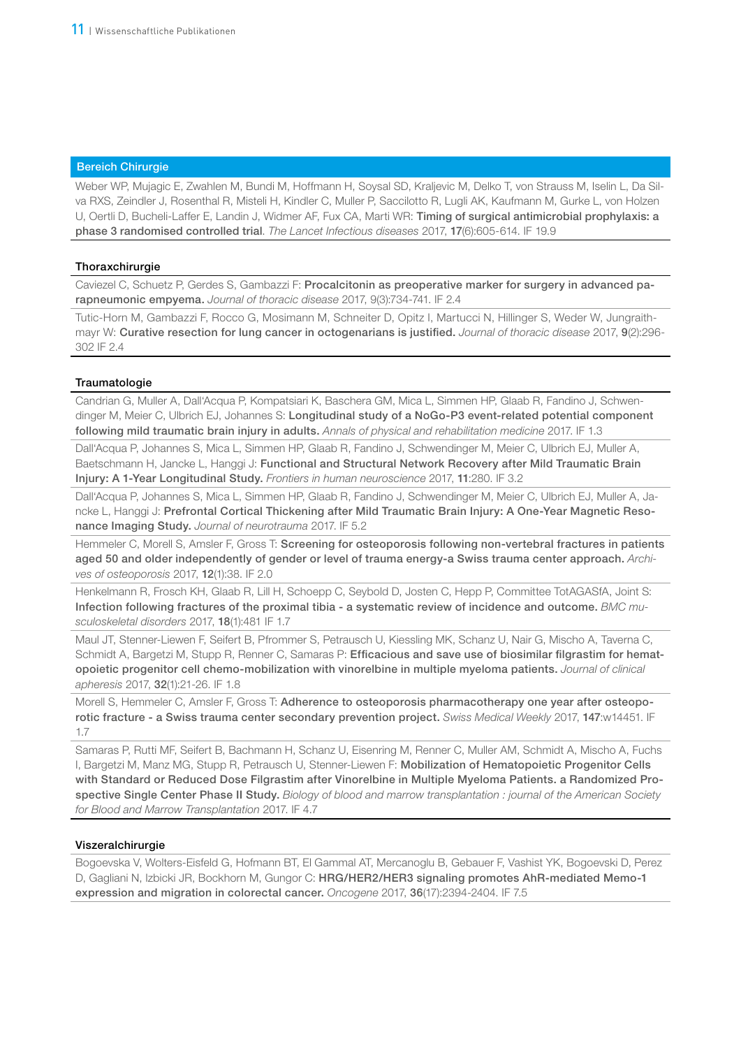## Bereich Chirurgie

Weber WP, Mujagic E, Zwahlen M, Bundi M, Hoffmann H, Soysal SD, Kraljevic M, Delko T, von Strauss M, Iselin L, Da Silva RXS, Zeindler J, Rosenthal R, Misteli H, Kindler C, Muller P, Saccilotto R, Lugli AK, Kaufmann M, Gurke L, von Holzen U, Oertli D, Bucheli-Laffer E, Landin J, Widmer AF, Fux CA, Marti WR: **Timing of surgical antimicrobial prophylaxis: a phase 3 randomised controlled trial**. *The Lancet Infectious diseases* 2017, **17**(6):605-614. IF 19.9

### Thoraxchirurgie

Caviezel C, Schuetz P, Gerdes S, Gambazzi F: **Procalcitonin as preoperative marker for surgery in advanced parapneumonic empyema.** *Journal of thoracic disease* 2017, 9(3):734-741. IF 2.4

Tutic-Horn M, Gambazzi F, Rocco G, Mosimann M, Schneiter D, Opitz I, Martucci N, Hillinger S, Weder W, Jungraithmayr W: **Curative resection for lung cancer in octogenarians is justified.** *Journal of thoracic disease* 2017, **9**(2):296-302 IF 2.4

### Traumatologie

Candrian G, Muller A, Dall'Acqua P, Kompatsiari K, Baschera GM, Mica L, Simmen HP, Glaab R, Fandino J, Schwendinger M, Meier C, Ulbrich EJ, Johannes S: **Longitudinal study of a NoGo-P3 event-related potential component following mild traumatic brain injury in adults.** *Annals of physical and rehabilitation medicine* 2017. IF 1.3

Dall'Acqua P, Johannes S, Mica L, Simmen HP, Glaab R, Fandino J, Schwendinger M, Meier C, Ulbrich EJ, Muller A, Baetschmann H, Jancke L, Hanggi J: **Functional and Structural Network Recovery after Mild Traumatic Brain Injury: A 1-Year Longitudinal Study.** *Frontiers in human neuroscience* 2017, **11**:280. IF 3.2

Dall'Acqua P, Johannes S, Mica L, Simmen HP, Glaab R, Fandino J, Schwendinger M, Meier C, Ulbrich EJ, Muller A, Jancke L, Hanggi J: **Prefrontal Cortical Thickening after Mild Traumatic Brain Injury: A One-Year Magnetic Resonance Imaging Study.** *Journal of neurotrauma* 2017. IF 5.2

Hemmeler C, Morell S, Amsler F, Gross T: **Screening for osteoporosis following non-vertebral fractures in patients aged 50 and older independently of gender or level of trauma energy-a Swiss trauma center approach.** *Archives of osteoporosis* 2017, **12**(1):38. IF 2.0

Henkelmann R, Frosch KH, Glaab R, Lill H, Schoepp C, Seybold D, Josten C, Hepp P, Committee TotAGASfA, Joint S: **Infection following fractures of the proximal tibia - a systematic review of incidence and outcome.** *BMC musculoskeletal disorders* 2017, **18**(1):481 IF 1.7

Maul JT, Stenner-Liewen F, Seifert B, Pfrommer S, Petrausch U, Kiessling MK, Schanz U, Nair G, Mischo A, Taverna C, Schmidt A, Bargetzi M, Stupp R, Renner C, Samaras P: **Efficacious and save use of biosimilar filgrastim for hematopoietic progenitor cell chemo-mobilization with vinorelbine in multiple myeloma patients.** *Journal of clinical apheresis* 2017, **32**(1):21-26. IF 1.8

Morell S, Hemmeler C, Amsler F, Gross T: **Adherence to osteoporosis pharmacotherapy one year after osteoporotic fracture - a Swiss trauma center secondary prevention project.** *Swiss Medical Weekly* 2017, **147**:w14451. IF 1.7

Samaras P, Rutti MF, Seifert B, Bachmann H, Schanz U, Eisenring M, Renner C, Muller AM, Schmidt A, Mischo A, Fuchs I, Bargetzi M, Manz MG, Stupp R, Petrausch U, Stenner-Liewen F: **Mobilization of Hematopoietic Progenitor Cells with Standard or Reduced Dose Filgrastim after Vinorelbine in Multiple Myeloma Patients. a Randomized Prospective Single Center Phase II Study.** *Biology of blood and marrow transplantation : journal of the American Society for Blood and Marrow Transplantation* 2017. IF 4.7

### Viszeralchirurgie

Bogoevska V, Wolters-Eisfeld G, Hofmann BT, El Gammal AT, Mercanoglu B, Gebauer F, Vashist YK, Bogoevski D, Perez D, Gagliani N, Izbicki JR, Bockhorn M, Gungor C: **HRG/HER2/HER3 signaling promotes AhR-mediated Memo-1 expression and migration in colorectal cancer.** *Oncogene* 2017, **36**(17):2394-2404. IF 7.5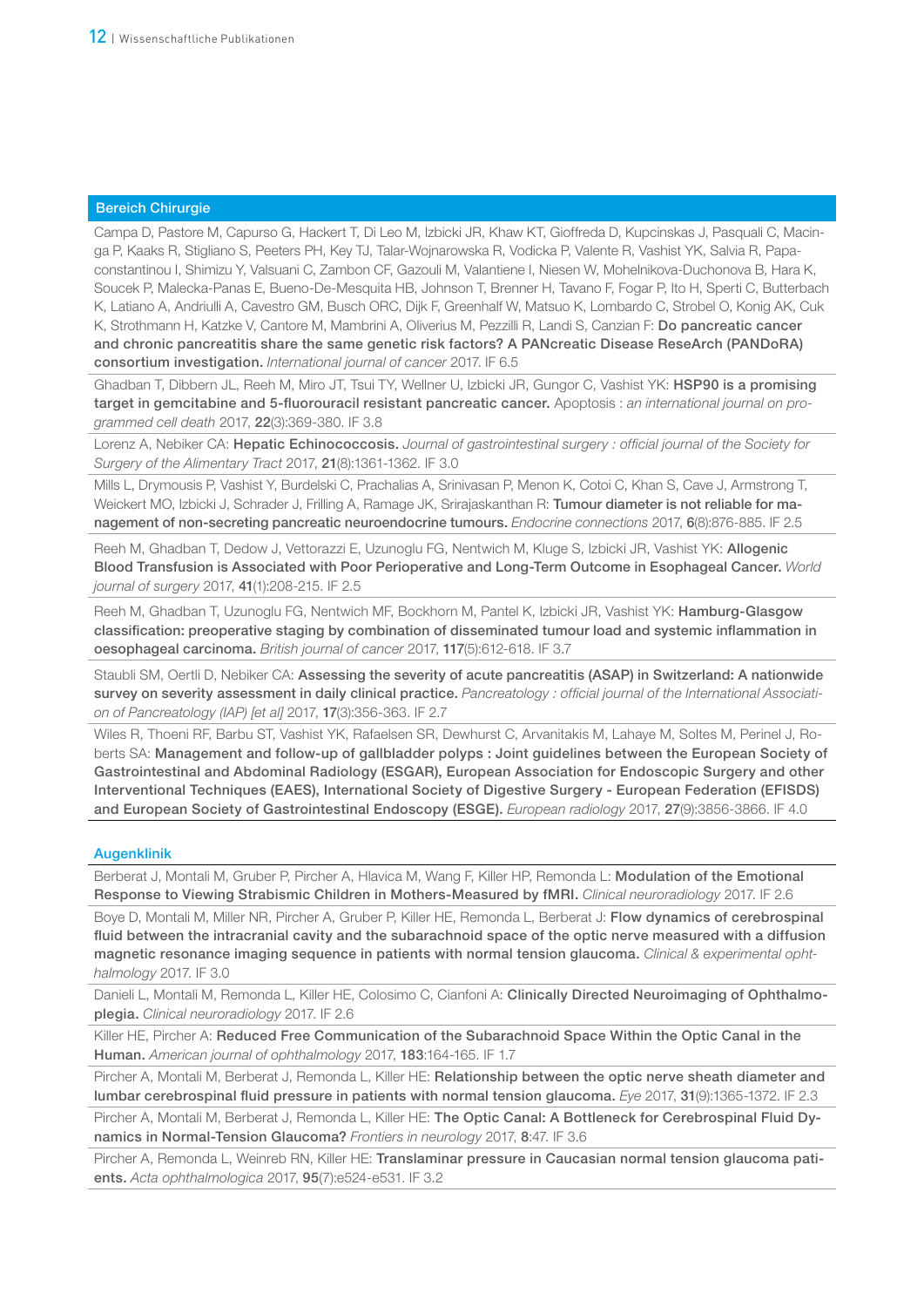## Bereich Chirurgie

Campa D, Pastore M, Capurso G, Hackert T, Di Leo M, Izbicki JR, Khaw KT, Gioffreda D, Kupcinskas J, Pasquali C, Macinga P, Kaaks R, Stigliano S, Peeters PH, Key TJ, Talar-Wojnarowska R, Vodicka P, Valente R, Vashist YK, Salvia R, Papaconstantinou I, Shimizu Y, Valsuani C, Zambon CF, Gazouli M, Valantiene I, Niesen W, Mohelnikova-Duchonova B, Hara K, Soucek P, Malecka-Panas E, Bueno-De-Mesquita HB, Johnson T, Brenner H, Tavano F, Fogar P, Ito H, Sperti C, Butterbach K, Latiano A, Andriulli A, Cavestro GM, Busch ORC, Dijk F, Greenhalf W, Matsuo K, Lombardo C, Strobel O, Konig AK, Cuk K, Strothmann H, Katzke V, Cantore M, Mambrini A, Oliverius M, Pezzilli R, Landi S, Canzian F: **Do pancreatic cancer and chronic pancreatitis share the same genetic risk factors? A PANcreatic Disease ReseArch (PANDoRA) consortium investigation.** *International journal of cancer* 2017. IF 6.5

Ghadban T, Dibbern JL, Reeh M, Miro JT, Tsui TY, Wellner U, Izbicki JR, Gungor C, Vashist YK: **HSP90 is a promising target in gemcitabine and 5-fluorouracil resistant pancreatic cancer.** Apoptosis : *an international journal on programmed cell death* 2017, **22**(3):369-380. IF 3.8

Lorenz A, Nebiker CA: **Hepatic Echinococcosis.** *Journal of gastrointestinal surgery : official journal of the Society for Surgery of the Alimentary Tract* 2017, **21**(8):1361-1362. IF 3.0

Mills L, Drymousis P, Vashist Y, Burdelski C, Prachalias A, Srinivasan P, Menon K, Cotoi C, Khan S, Cave J, Armstrong T, Weickert MO, Izbicki J, Schrader J, Frilling A, Ramage JK, Srirajaskanthan R: **Tumour diameter is not reliable for management of non-secreting pancreatic neuroendocrine tumours.** *Endocrine connections* 2017, **6**(8):876-885. IF 2.5

Reeh M, Ghadban T, Dedow J, Vettorazzi E, Uzunoglu FG, Nentwich M, Kluge S, Izbicki JR, Vashist YK: **Allogenic Blood Transfusion is Associated with Poor Perioperative and Long-Term Outcome in Esophageal Cancer.** *World journal of surgery* 2017, **41**(1):208-215. IF 2.5

Reeh M, Ghadban T, Uzunoglu FG, Nentwich MF, Bockhorn M, Pantel K, Izbicki JR, Vashist YK: **Hamburg-Glasgow classification: preoperative staging by combination of disseminated tumour load and systemic inflammation in oesophageal carcinoma.** *British journal of cancer* 2017, **117**(5):612-618. IF 3.7

Staubli SM, Oertli D, Nebiker CA: **Assessing the severity of acute pancreatitis (ASAP) in Switzerland: A nationwide survey on severity assessment in daily clinical practice.** *Pancreatology : official journal of the International Association of Pancreatology (IAP) [et al]* 2017, **17**(3):356-363. IF 2.7

Wiles R, Thoeni RF, Barbu ST, Vashist YK, Rafaelsen SR, Dewhurst C, Arvanitakis M, Lahaye M, Soltes M, Perinel J, Roberts SA: **Management and follow-up of gallbladder polyps : Joint guidelines between the European Society of Gastrointestinal and Abdominal Radiology (ESGAR), European Association for Endoscopic Surgery and other Interventional Techniques (EAES), International Society of Digestive Surgery - European Federation (EFISDS) and European Society of Gastrointestinal Endoscopy (ESGE).** *European radiology* 2017, **27**(9):3856-3866. IF 4.0

## Augenklinik

Berberat J, Montali M, Gruber P, Pircher A, Hlavica M, Wang F, Killer HP, Remonda L: **Modulation of the Emotional Response to Viewing Strabismic Children in Mothers-Measured by fMRI.** *Clinical neuroradiology* 2017. IF 2.6

Boye D, Montali M, Miller NR, Pircher A, Gruber P, Killer HE, Remonda L, Berberat J: **Flow dynamics of cerebrospinal fluid between the intracranial cavity and the subarachnoid space of the optic nerve measured with a diffusion magnetic resonance imaging sequence in patients with normal tension glaucoma.** *Clinical & experimental ophthalmology* 2017. IF 3.0

Danieli L, Montali M, Remonda L, Killer HE, Colosimo C, Cianfoni A: **Clinically Directed Neuroimaging of Ophthalmoplegia.** *Clinical neuroradiology* 2017. IF 2.6

Killer HE, Pircher A: **Reduced Free Communication of the Subarachnoid Space Within the Optic Canal in the Human.** *American journal of ophthalmology* 2017, **183**:164-165. IF 1.7

Pircher A, Montali M, Berberat J, Remonda L, Killer HE: **Relationship between the optic nerve sheath diameter and lumbar cerebrospinal fluid pressure in patients with normal tension glaucoma.** *Eye* 2017, **31**(9):1365-1372. IF 2.3

Pircher A, Montali M, Berberat J, Remonda L, Killer HE: **The Optic Canal: A Bottleneck for Cerebrospinal Fluid Dynamics in Normal-Tension Glaucoma?** *Frontiers in neurology* 2017, **8**:47. IF 3.6

Pircher A, Remonda L, Weinreb RN, Killer HE: **Translaminar pressure in Caucasian normal tension glaucoma patients.** *Acta ophthalmologica* 2017, **95**(7):e524-e531. IF 3.2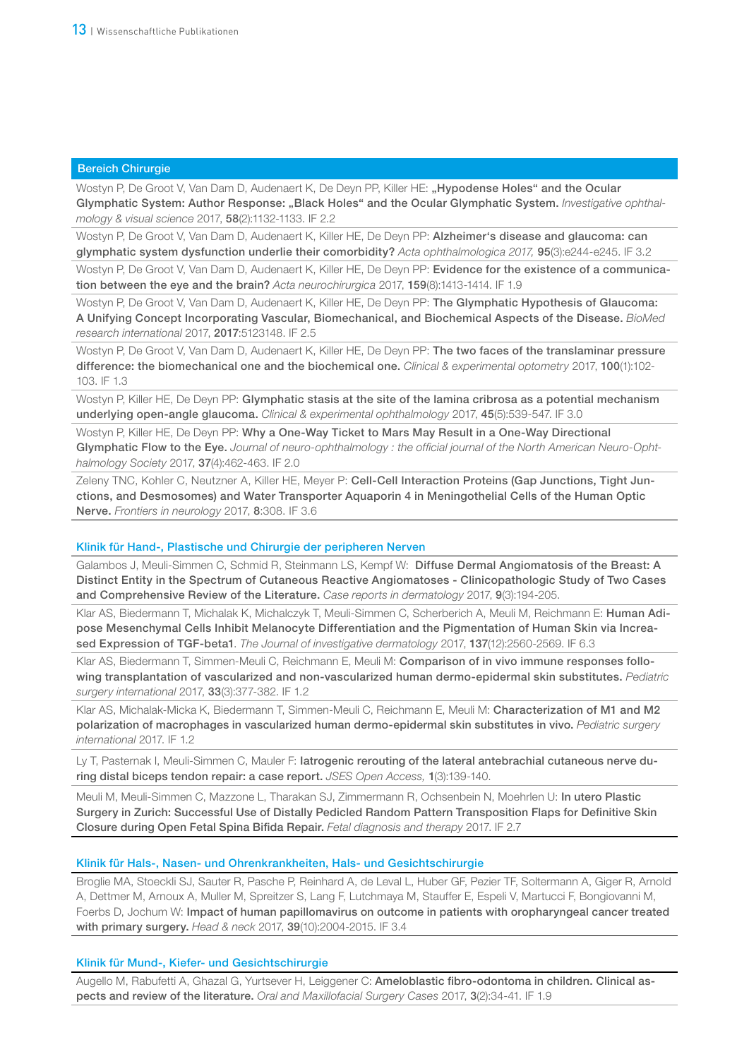## Bereich Chirurgie

Wostyn P, De Groot V, Van Dam D, Audenaert K, De Deyn PP, Killer HE: **„Hypodense Holes" and the Ocular Glymphatic System: Author Response: „Black Holes" and the Ocular Glymphatic System.** *Investigative ophthalmology & visual science* 2017, **58**(2):1132-1133. IF 2.2

Wostyn P, De Groot V, Van Dam D, Audenaert K, Killer HE, De Deyn PP: **Alzheimer's disease and glaucoma: can glymphatic system dysfunction underlie their comorbidity?** *Acta ophthalmologica 2017,* **95**(3):e244-e245. IF 3.2

Wostyn P, De Groot V, Van Dam D, Audenaert K, Killer HE, De Deyn PP: **Evidence for the existence of a communication between the eye and the brain?** *Acta neurochirurgica* 2017, **159**(8):1413-1414. IF 1.9

Wostyn P, De Groot V, Van Dam D, Audenaert K, Killer HE, De Deyn PP: **The Glymphatic Hypothesis of Glaucoma: A Unifying Concept Incorporating Vascular, Biomechanical, and Biochemical Aspects of the Disease.** *BioMed research international* 2017, **2017**:5123148. IF 2.5

Wostyn P, De Groot V, Van Dam D, Audenaert K, Killer HE, De Deyn PP: **The two faces of the translaminar pressure difference: the biomechanical one and the biochemical one.** *Clinical & experimental optometry* 2017, **100**(1):102-103. IF 1.3

Wostyn P, Killer HE, De Deyn PP: **Glymphatic stasis at the site of the lamina cribrosa as a potential mechanism underlying open-angle glaucoma.** *Clinical & experimental ophthalmology* 2017, **45**(5):539-547. IF 3.0

Wostyn P, Killer HE, De Deyn PP: **Why a One-Way Ticket to Mars May Result in a One-Way Directional Glymphatic Flow to the Eye.** *Journal of neuro-ophthalmology : the official journal of the North American Neuro-Ophthalmology Society* 2017, **37**(4):462-463. IF 2.0

Zeleny TNC, Kohler C, Neutzner A, Killer HE, Meyer P: **Cell-Cell Interaction Proteins (Gap Junctions, Tight Junctions, and Desmosomes) and Water Transporter Aquaporin 4 in Meningothelial Cells of the Human Optic Nerve.** *Frontiers in neurology* 2017, **8**:308. IF 3.6

### Klinik für Hand-, Plastische und Chirurgie der peripheren Nerven

Galambos J, Meuli-Simmen C, Schmid R, Steinmann LS, Kempf W: **Diffuse Dermal Angiomatosis of the Breast: A Distinct Entity in the Spectrum of Cutaneous Reactive Angiomatoses - Clinicopathologic Study of Two Cases and Comprehensive Review of the Literature.** *Case reports in dermatology* 2017, **9**(3):194-205.

Klar AS, Biedermann T, Michalak K, Michalczyk T, Meuli-Simmen C, Scherberich A, Meuli M, Reichmann E: **Human Adipose Mesenchymal Cells Inhibit Melanocyte Differentiation and the Pigmentation of Human Skin via Increased Expression of TGF-beta1**. *The Journal of investigative dermatology* 2017, **137**(12):2560-2569. IF 6.3

Klar AS, Biedermann T, Simmen-Meuli C, Reichmann E, Meuli M: **Comparison of in vivo immune responses following transplantation of vascularized and non-vascularized human dermo-epidermal skin substitutes.** *Pediatric surgery international* 2017, **33**(3):377-382. IF 1.2

Klar AS, Michalak-Micka K, Biedermann T, Simmen-Meuli C, Reichmann E, Meuli M: **Characterization of M1 and M2 polarization of macrophages in vascularized human dermo-epidermal skin substitutes in vivo.** *Pediatric surgery international* 2017. IF 1.2

Ly T, Pasternak I, Meuli-Simmen C, Mauler F: **Iatrogenic rerouting of the lateral antebrachial cutaneous nerve during distal biceps tendon repair: a case report.** *JSES Open Access,* **1**(3):139-140.

Meuli M, Meuli-Simmen C, Mazzone L, Tharakan SJ, Zimmermann R, Ochsenbein N, Moehrlen U: **In utero Plastic Surgery in Zurich: Successful Use of Distally Pedicled Random Pattern Transposition Flaps for Definitive Skin Closure during Open Fetal Spina Bifida Repair.** *Fetal diagnosis and therapy* 2017. IF 2.7

### Klinik für Hals-, Nasen- und Ohrenkrankheiten, Hals- und Gesichtschirurgie

Broglie MA, Stoeckli SJ, Sauter R, Pasche P, Reinhard A, de Leval L, Huber GF, Pezier TF, Soltermann A, Giger R, Arnold A, Dettmer M, Arnoux A, Muller M, Spreitzer S, Lang F, Lutchmaya M, Stauffer E, Espeli V, Martucci F, Bongiovanni M, Foerbs D, Jochum W: **Impact of human papillomavirus on outcome in patients with oropharyngeal cancer treated with primary surgery.** *Head & neck* 2017, **39**(10):2004-2015. IF 3.4

### Klinik für Mund-, Kiefer- und Gesichtschirurgie

Augello M, Rabufetti A, Ghazal G, Yurtsever H, Leiggener C: **Ameloblastic fibro-odontoma in children. Clinical aspects and review of the literature.** *Oral and Maxillofacial Surgery Cases* 2017, **3**(2):34-41. IF 1.9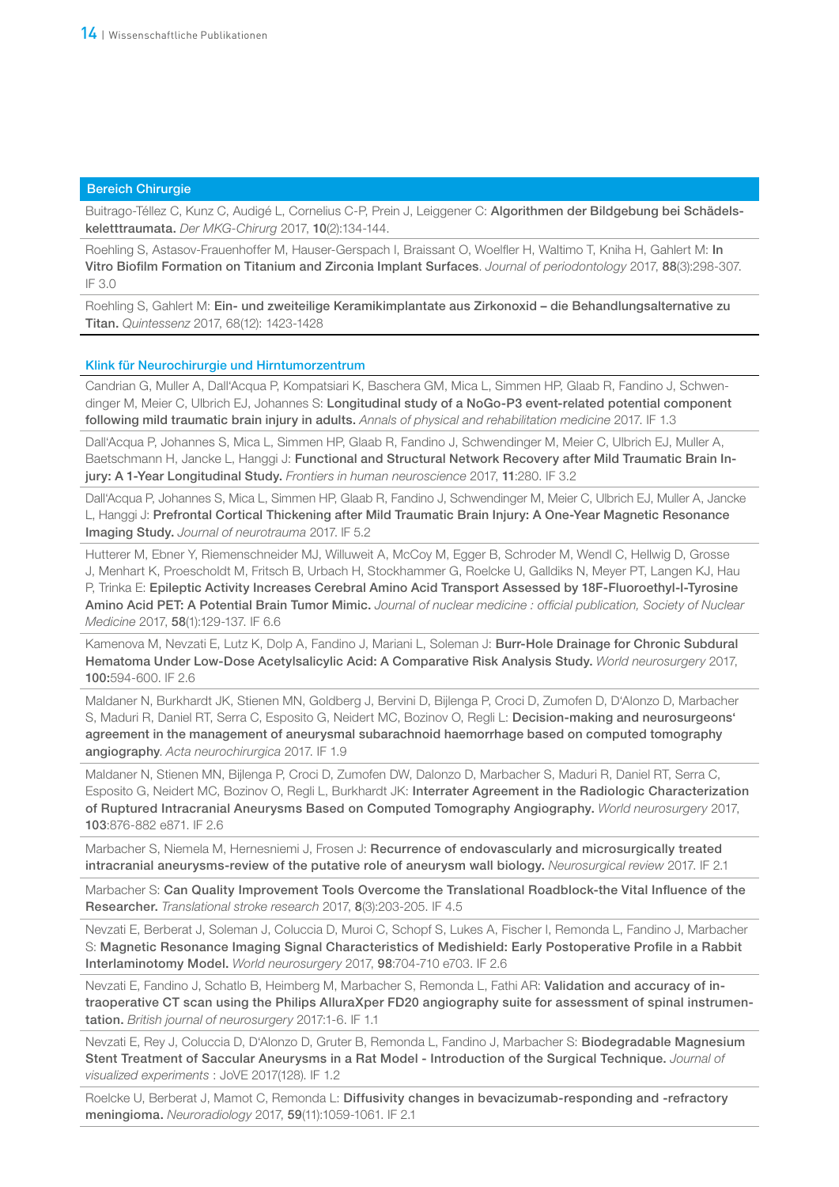## Bereich Chirurgie

Buitrago-Téllez C, Kunz C, Audigé L, Cornelius C-P, Prein J, Leiggener C: **Algorithmen der Bildgebung bei Schädelskeletttraumata.** *Der MKG-Chirurg* 2017, **10**(2):134-144.

Roehling S, Astasov-Frauenhoffer M, Hauser-Gerspach I, Braissant O, Woelfler H, Waltimo T, Kniha H, Gahlert M: **In Vitro Biofilm Formation on Titanium and Zirconia Implant Surfaces**. *Journal of periodontology* 2017, **88**(3):298-307. IF 3.0

Roehling S, Gahlert M: **Ein- und zweiteilige Keramikimplantate aus Zirkonoxid – die Behandlungsalternative zu Titan.** *Quintessenz* 2017, 68(12): 1423-1428

## Klink für Neurochirurgie und Hirntumorzentrum

Candrian G, Muller A, Dall'Acqua P, Kompatsiari K, Baschera GM, Mica L, Simmen HP, Glaab R, Fandino J, Schwendinger M, Meier C, Ulbrich EJ, Johannes S: **Longitudinal study of a NoGo-P3 event-related potential component following mild traumatic brain injury in adults.** *Annals of physical and rehabilitation medicine* 2017. IF 1.3

Dall'Acqua P, Johannes S, Mica L, Simmen HP, Glaab R, Fandino J, Schwendinger M, Meier C, Ulbrich EJ, Muller A, Baetschmann H, Jancke L, Hanggi J: **Functional and Structural Network Recovery after Mild Traumatic Brain Injury: A 1-Year Longitudinal Study.** *Frontiers in human neuroscience* 2017, **11**:280. IF 3.2

Dall'Acqua P, Johannes S, Mica L, Simmen HP, Glaab R, Fandino J, Schwendinger M, Meier C, Ulbrich EJ, Muller A, Jancke L, Hanggi J: **Prefrontal Cortical Thickening after Mild Traumatic Brain Injury: A One-Year Magnetic Resonance Imaging Study.** *Journal of neurotrauma* 2017. IF 5.2

Hutterer M, Ebner Y, Riemenschneider MJ, Willuweit A, McCoy M, Egger B, Schroder M, Wendl C, Hellwig D, Grosse J, Menhart K, Proescholdt M, Fritsch B, Urbach H, Stockhammer G, Roelcke U, Galldiks N, Meyer PT, Langen KJ, Hau P, Trinka E: **Epileptic Activity Increases Cerebral Amino Acid Transport Assessed by 18F-Fluoroethyl-l-Tyrosine Amino Acid PET: A Potential Brain Tumor Mimic.** *Journal of nuclear medicine : official publication, Society of Nuclear Medicine* 2017, **58**(1):129-137. IF 6.6

Kamenova M, Nevzati E, Lutz K, Dolp A, Fandino J, Mariani L, Soleman J: **Burr-Hole Drainage for Chronic Subdural Hematoma Under Low-Dose Acetylsalicylic Acid: A Comparative Risk Analysis Study.** *World neurosurgery* 2017, **100:**594-600. IF 2.6

Maldaner N, Burkhardt JK, Stienen MN, Goldberg J, Bervini D, Bijlenga P, Croci D, Zumofen D, D'Alonzo D, Marbacher S, Maduri R, Daniel RT, Serra C, Esposito G, Neidert MC, Bozinov O, Regli L: **Decision-making and neurosurgeons' agreement in the management of aneurysmal subarachnoid haemorrhage based on computed tomography angiography**. *Acta neurochirurgica* 2017. IF 1.9

Maldaner N, Stienen MN, Bijlenga P, Croci D, Zumofen DW, Dalonzo D, Marbacher S, Maduri R, Daniel RT, Serra C, Esposito G, Neidert MC, Bozinov O, Regli L, Burkhardt JK: **Interrater Agreement in the Radiologic Characterization of Ruptured Intracranial Aneurysms Based on Computed Tomography Angiography.** *World neurosurgery* 2017, **103**:876-882 e871. IF 2.6

Marbacher S, Niemela M, Hernesniemi J, Frosen J: **Recurrence of endovascularly and microsurgically treated intracranial aneurysms-review of the putative role of aneurysm wall biology.** *Neurosurgical review* 2017. IF 2.1

Marbacher S: **Can Quality Improvement Tools Overcome the Translational Roadblock-the Vital Influence of the Researcher.** *Translational stroke research* 2017, **8**(3):203-205. IF 4.5

Nevzati E, Berberat J, Soleman J, Coluccia D, Muroi C, Schopf S, Lukes A, Fischer I, Remonda L, Fandino J, Marbacher S: **Magnetic Resonance Imaging Signal Characteristics of Medishield: Early Postoperative Profile in a Rabbit Interlaminotomy Model.** *World neurosurgery* 2017, **98**:704-710 e703. IF 2.6

Nevzati E, Fandino J, Schatlo B, Heimberg M, Marbacher S, Remonda L, Fathi AR: **Validation and accuracy of intraoperative CT scan using the Philips AlluraXper FD20 angiography suite for assessment of spinal instrumentation.** *British journal of neurosurgery* 2017:1-6. IF 1.1

Nevzati E, Rey J, Coluccia D, D'Alonzo D, Gruter B, Remonda L, Fandino J, Marbacher S: **Biodegradable Magnesium Stent Treatment of Saccular Aneurysms in a Rat Model - Introduction of the Surgical Technique.** *Journal of visualized experiments* : JoVE 2017(128). IF 1.2

Roelcke U, Berberat J, Mamot C, Remonda L: **Diffusivity changes in bevacizumab-responding and -refractory meningioma.** *Neuroradiology* 2017, **59**(11):1059-1061. IF 2.1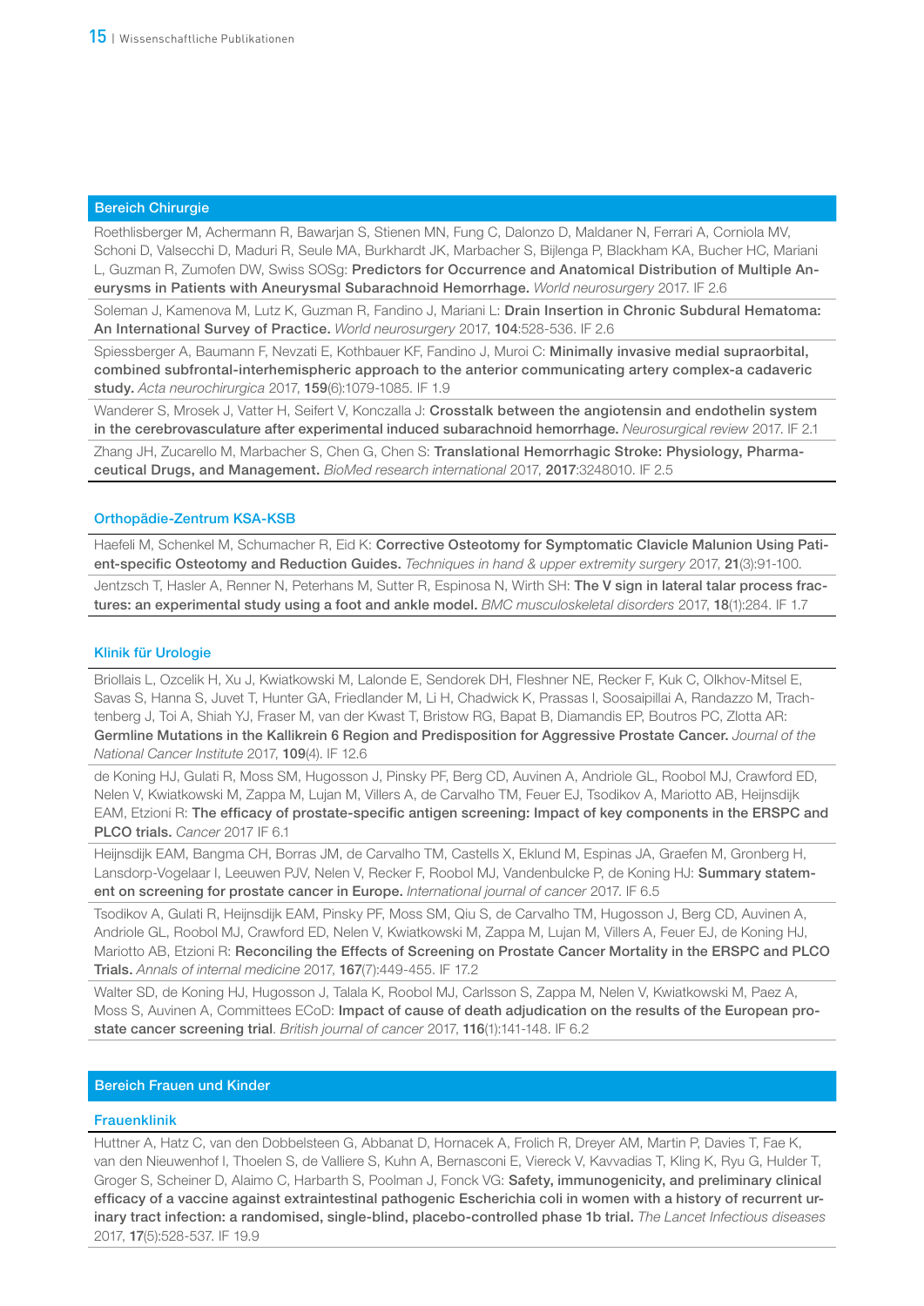## Bereich Chirurgie

Roethlisberger M, Achermann R, Bawarjan S, Stienen MN, Fung C, Dalonzo D, Maldaner N, Ferrari A, Corniola MV, Schoni D, Valsecchi D, Maduri R, Seule MA, Burkhardt JK, Marbacher S, Bijlenga P, Blackham KA, Bucher HC, Mariani L, Guzman R, Zumofen DW, Swiss SOSg: **Predictors for Occurrence and Anatomical Distribution of Multiple Aneurysms in Patients with Aneurysmal Subarachnoid Hemorrhage.** *World neurosurgery* 2017. IF 2.6

Soleman J, Kamenova M, Lutz K, Guzman R, Fandino J, Mariani L: **Drain Insertion in Chronic Subdural Hematoma: An International Survey of Practice.** *World neurosurgery* 2017, **104**:528-536. IF 2.6

Spiessberger A, Baumann F, Nevzati E, Kothbauer KF, Fandino J, Muroi C: **Minimally invasive medial supraorbital, combined subfrontal-interhemispheric approach to the anterior communicating artery complex-a cadaveric study.** *Acta neurochirurgica* 2017, **159**(6):1079-1085. IF 1.9

Wanderer S, Mrosek J, Vatter H, Seifert V, Konczalla J: **Crosstalk between the angiotensin and endothelin system in the cerebrovasculature after experimental induced subarachnoid hemorrhage.** *Neurosurgical review* 2017. IF 2.1

Zhang JH, Zucarello M, Marbacher S, Chen G, Chen S: **Translational Hemorrhagic Stroke: Physiology, Pharmaceutical Drugs, and Management.** *BioMed research international* 2017, **2017**:3248010. IF 2.5

### Orthopädie-Zentrum KSA-KSB

Haefeli M, Schenkel M, Schumacher R, Eid K: **Corrective Osteotomy for Symptomatic Clavicle Malunion Using Patient-specific Osteotomy and Reduction Guides.** *Techniques in hand & upper extremity surgery* 2017, **21**(3):91-100.

Jentzsch T, Hasler A, Renner N, Peterhans M, Sutter R, Espinosa N, Wirth SH: **The V sign in lateral talar process fractures: an experimental study using a foot and ankle model.** *BMC musculoskeletal disorders* 2017, **18**(1):284. IF 1.7

### Klinik für Urologie

Briollais L, Ozcelik H, Xu J, Kwiatkowski M, Lalonde E, Sendorek DH, Fleshner NE, Recker F, Kuk C, Olkhov-Mitsel E, Savas S, Hanna S, Juvet T, Hunter GA, Friedlander M, Li H, Chadwick K, Prassas I, Soosaipillai A, Randazzo M, Trachtenberg J, Toi A, Shiah YJ, Fraser M, van der Kwast T, Bristow RG, Bapat B, Diamandis EP, Boutros PC, Zlotta AR: **Germline Mutations in the Kallikrein 6 Region and Predisposition for Aggressive Prostate Cancer.** *Journal of the National Cancer Institute* 2017, **109**(4). IF 12.6

de Koning HJ, Gulati R, Moss SM, Hugosson J, Pinsky PF, Berg CD, Auvinen A, Andriole GL, Roobol MJ, Crawford ED, Nelen V, Kwiatkowski M, Zappa M, Lujan M, Villers A, de Carvalho TM, Feuer EJ, Tsodikov A, Mariotto AB, Heijnsdijk EAM, Etzioni R: **The efficacy of prostate-specific antigen screening: Impact of key components in the ERSPC and PLCO trials.** *Cancer* 2017 IF 6.1

Heijnsdijk EAM, Bangma CH, Borras JM, de Carvalho TM, Castells X, Eklund M, Espinas JA, Graefen M, Gronberg H, Lansdorp-Vogelaar I, Leeuwen PJV, Nelen V, Recker F, Roobol MJ, Vandenbulcke P, de Koning HJ: **Summary statement on screening for prostate cancer in Europe.** *International journal of cancer* 2017. IF 6.5

Tsodikov A, Gulati R, Heijnsdijk EAM, Pinsky PF, Moss SM, Qiu S, de Carvalho TM, Hugosson J, Berg CD, Auvinen A, Andriole GL, Roobol MJ, Crawford ED, Nelen V, Kwiatkowski M, Zappa M, Lujan M, Villers A, Feuer EJ, de Koning HJ, Mariotto AB, Etzioni R: **Reconciling the Effects of Screening on Prostate Cancer Mortality in the ERSPC and PLCO Trials.** *Annals of internal medicine* 2017, **167**(7):449-455. IF 17.2

Walter SD, de Koning HJ, Hugosson J, Talala K, Roobol MJ, Carlsson S, Zappa M, Nelen V, Kwiatkowski M, Paez A, Moss S, Auvinen A, Committees ECoD: **Impact of cause of death adjudication on the results of the European prostate cancer screening trial**. *British journal of cancer* 2017, **116**(1):141-148. IF 6.2

## Bereich Frauen und Kinder

### Frauenklinik

Huttner A, Hatz C, van den Dobbelsteen G, Abbanat D, Hornacek A, Frolich R, Dreyer AM, Martin P, Davies T, Fae K, van den Nieuwenhof I, Thoelen S, de Valliere S, Kuhn A, Bernasconi E, Viereck V, Kavvadias T, Kling K, Ryu G, Hulder T, Groger S, Scheiner D, Alaimo C, Harbarth S, Poolman J, Fonck VG: **Safety, immunogenicity, and preliminary clinical efficacy of a vaccine against extraintestinal pathogenic Escherichia coli in women with a history of recurrent urinary tract infection: a randomised, single-blind, placebo-controlled phase 1b trial.** *The Lancet Infectious diseases* 2017, **17**(5):528-537. IF 19.9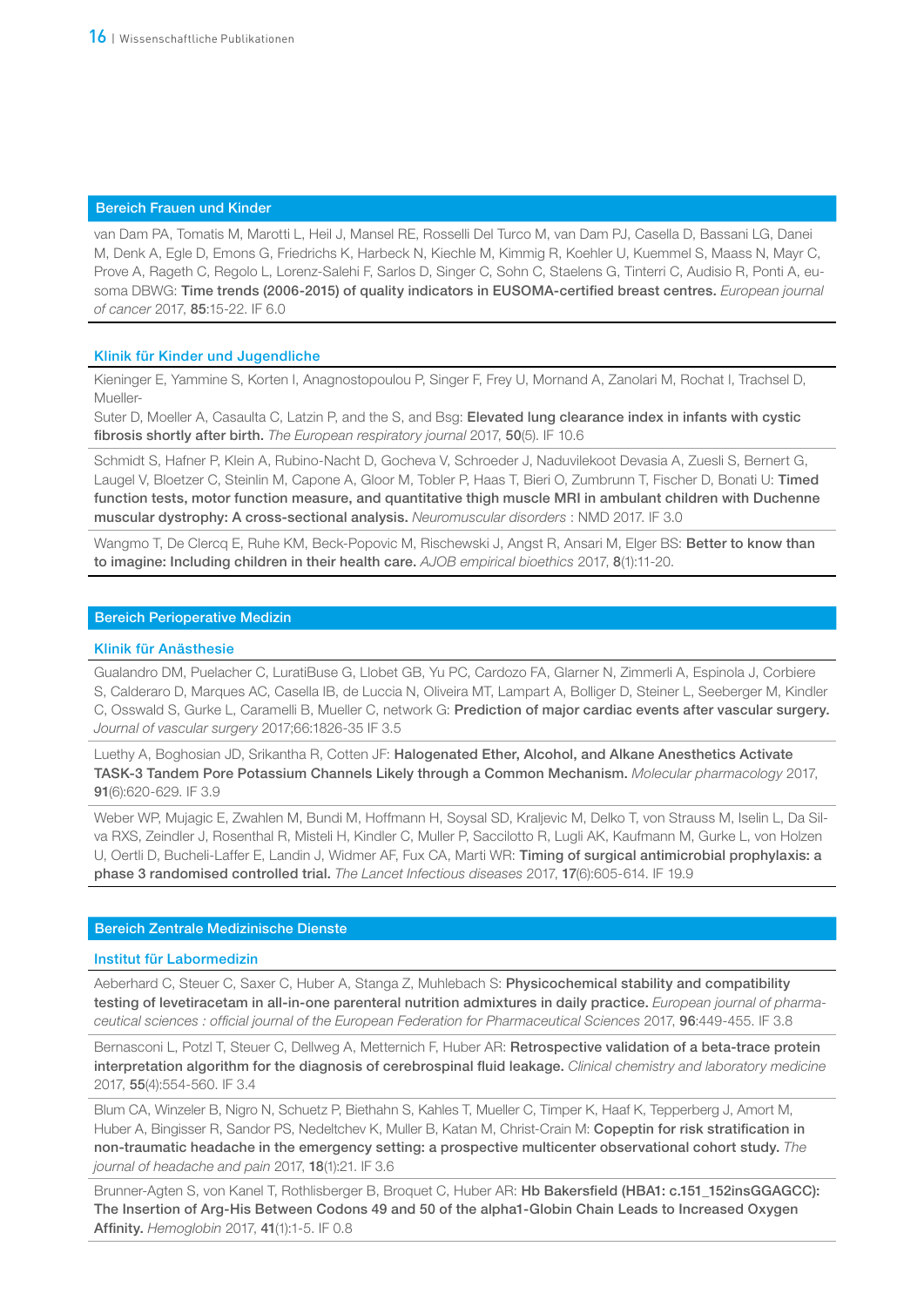## Bereich Frauen und Kinder

van Dam PA, Tomatis M, Marotti L, Heil J, Mansel RE, Rosselli Del Turco M, van Dam PJ, Casella D, Bassani LG, Danei M, Denk A, Egle D, Emons G, Friedrichs K, Harbeck N, Kiechle M, Kimmig R, Koehler U, Kuemmel S, Maass N, Mayr C, Prove A, Rageth C, Regolo L, Lorenz-Salehi F, Sarlos D, Singer C, Sohn C, Staelens G, Tinterri C, Audisio R, Ponti A, eusoma DBWG: **Time trends (2006-2015) of quality indicators in EUSOMA-certified breast centres.** *European journal of cancer* 2017, **85**:15-22. IF 6.0

### Klinik für Kinder und Jugendliche

Kieninger E, Yammine S, Korten I, Anagnostopoulou P, Singer F, Frey U, Mornand A, Zanolari M, Rochat I, Trachsel D, Mueller-Suter D, Moeller A, Casaulta C, Latzin P, and the S, and Bsg: **Elevated lung clearance index in infants with cystic fibrosis shortly after birth.** *The European respiratory journal* 2017, **50**(5). IF 10.6

Schmidt S, Hafner P, Klein A, Rubino-Nacht D, Gocheva V, Schroeder J, Naduvilekoot Devasia A, Zuesli S, Bernert G, Laugel V, Bloetzer C, Steinlin M, Capone A, Gloor M, Tobler P, Haas T, Bieri O, Zumbrunn T, Fischer D, Bonati U: **Timed function tests, motor function measure, and quantitative thigh muscle MRI in ambulant children with Duchenne muscular dystrophy: A cross-sectional analysis.** *Neuromuscular disorders* : NMD 2017. IF 3.0

Wangmo T, De Clercq E, Ruhe KM, Beck-Popovic M, Rischewski J, Angst R, Ansari M, Elger BS: **Better to know than to imagine: Including children in their health care.** *AJOB empirical bioethics* 2017, **8**(1):11-20.

## Bereich Perioperative Medizin

### Klinik für Anästhesie

Gualandro DM, Puelacher C, LuratiBuse G, Llobet GB, Yu PC, Cardozo FA, Glarner N, Zimmerli A, Espinola J, Corbiere S, Calderaro D, Marques AC, Casella IB, de Luccia N, Oliveira MT, Lampart A, Bolliger D, Steiner L, Seeberger M, Kindler C, Osswald S, Gurke L, Caramelli B, Mueller C, network G: **Prediction of major cardiac events after vascular surgery.** *Journal of vascular surgery* 2017;66:1826-35 IF 3.5

Luethy A, Boghosian JD, Srikantha R, Cotten JF: **Halogenated Ether, Alcohol, and Alkane Anesthetics Activate TASK-3 Tandem Pore Potassium Channels Likely through a Common Mechanism.** *Molecular pharmacology* 2017, **91**(6):620-629. IF 3.9

Weber WP, Mujagic E, Zwahlen M, Bundi M, Hoffmann H, Soysal SD, Kraljevic M, Delko T, von Strauss M, Iselin L, Da Silva RXS, Zeindler J, Rosenthal R, Misteli H, Kindler C, Muller P, Saccilotto R, Lugli AK, Kaufmann M, Gurke L, von Holzen U, Oertli D, Bucheli-Laffer E, Landin J, Widmer AF, Fux CA, Marti WR: **Timing of surgical antimicrobial prophylaxis: a phase 3 randomised controlled trial.** *The Lancet Infectious diseases* 2017, **17**(6):605-614. IF 19.9

## Bereich Zentrale Medizinische Dienste

### Institut für Labormedizin

Aeberhard C, Steuer C, Saxer C, Huber A, Stanga Z, Muhlebach S: **Physicochemical stability and compatibility testing of levetiracetam in all-in-one parenteral nutrition admixtures in daily practice.** *European journal of pharmaceutical sciences : official journal of the European Federation for Pharmaceutical Sciences* 2017, **96**:449-455. IF 3.8

Bernasconi L, Potzl T, Steuer C, Dellweg A, Metternich F, Huber AR: **Retrospective validation of a beta-trace protein interpretation algorithm for the diagnosis of cerebrospinal fluid leakage.** *Clinical chemistry and laboratory medicine* 2017, **55**(4):554-560. IF 3.4

Blum CA, Winzeler B, Nigro N, Schuetz P, Biethahn S, Kahles T, Mueller C, Timper K, Haaf K, Tepperberg J, Amort M, Huber A, Bingisser R, Sandor PS, Nedeltchev K, Muller B, Katan M, Christ-Crain M: **Copeptin for risk stratification in non-traumatic headache in the emergency setting: a prospective multicenter observational cohort study.** *The journal of headache and pain* 2017, **18**(1):21. IF 3.6

Brunner-Agten S, von Kanel T, Rothlisberger B, Broquet C, Huber AR: **Hb Bakersfield (HBA1: c.151_152insGGAGCC): The Insertion of Arg-His Between Codons 49 and 50 of the alpha1-Globin Chain Leads to Increased Oxygen Affinity.** *Hemoglobin* 2017, **41**(1):1-5. IF 0.8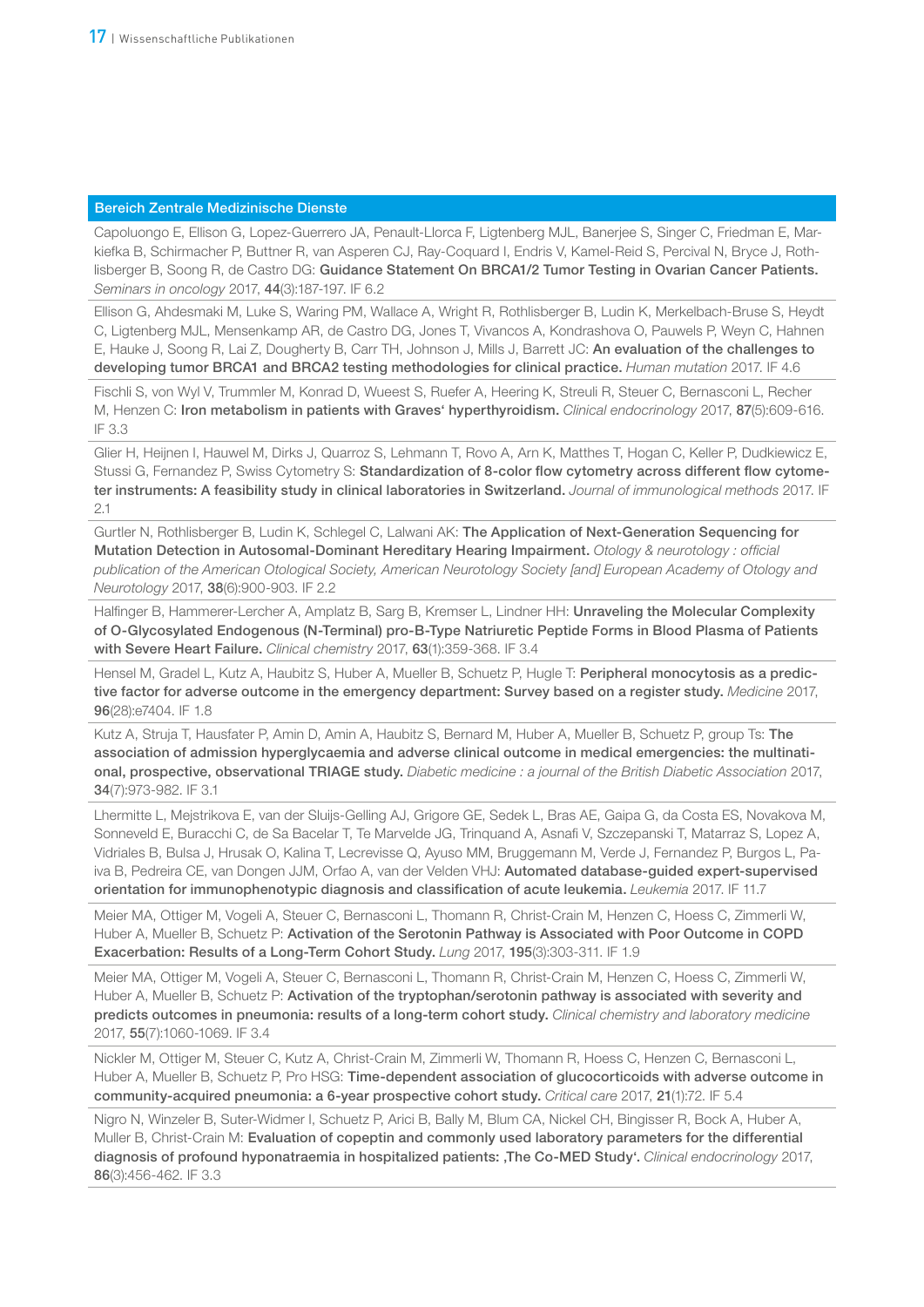## Bereich Zentrale Medizinische Dienste

Capoluongo E, Ellison G, Lopez-Guerrero JA, Penault-Llorca F, Ligtenberg MJL, Banerjee S, Singer C, Friedman E, Markiefka B, Schirmacher P, Buttner R, van Asperen CJ, Ray-Coquard I, Endris V, Kamel-Reid S, Percival N, Bryce J, Rothlisberger B, Soong R, de Castro DG: **Guidance Statement On BRCA1/2 Tumor Testing in Ovarian Cancer Patients.** *Seminars in oncology* 2017, **44**(3):187-197. IF 6.2

Ellison G, Ahdesmaki M, Luke S, Waring PM, Wallace A, Wright R, Rothlisberger B, Ludin K, Merkelbach-Bruse S, Heydt C, Ligtenberg MJL, Mensenkamp AR, de Castro DG, Jones T, Vivancos A, Kondrashova O, Pauwels P, Weyn C, Hahnen E, Hauke J, Soong R, Lai Z, Dougherty B, Carr TH, Johnson J, Mills J, Barrett JC: **An evaluation of the challenges to developing tumor BRCA1 and BRCA2 testing methodologies for clinical practice.** *Human mutation* 2017. IF 4.6

Fischli S, von Wyl V, Trummler M, Konrad D, Wueest S, Ruefer A, Heering K, Streuli R, Steuer C, Bernasconi L, Recher M, Henzen C: **Iron metabolism in patients with Graves' hyperthyroidism.** *Clinical endocrinology* 2017, **87**(5):609-616. IF 3.3

Glier H, Heijnen I, Hauwel M, Dirks J, Quarroz S, Lehmann T, Rovo A, Arn K, Matthes T, Hogan C, Keller P, Dudkiewicz E, Stussi G, Fernandez P, Swiss Cytometry S: **Standardization of 8-color flow cytometry across different flow cytometer instruments: A feasibility study in clinical laboratories in Switzerland.** *Journal of immunological methods* 2017. IF 2.1

Gurtler N, Rothlisberger B, Ludin K, Schlegel C, Lalwani AK: **The Application of Next-Generation Sequencing for Mutation Detection in Autosomal-Dominant Hereditary Hearing Impairment.** *Otology & neurotology : official publication of the American Otological Society, American Neurotology Society [and] European Academy of Otology and Neurotology* 2017, **38**(6):900-903. IF 2.2

Halfinger B, Hammerer-Lercher A, Amplatz B, Sarg B, Kremser L, Lindner HH: **Unraveling the Molecular Complexity of O-Glycosylated Endogenous (N-Terminal) pro-B-Type Natriuretic Peptide Forms in Blood Plasma of Patients with Severe Heart Failure.** *Clinical chemistry* 2017, **63**(1):359-368. IF 3.4

Hensel M, Gradel L, Kutz A, Haubitz S, Huber A, Mueller B, Schuetz P, Hugle T: **Peripheral monocytosis as a predictive factor for adverse outcome in the emergency department: Survey based on a register study.** *Medicine* 2017, **96**(28):e7404. IF 1.8

Kutz A, Struja T, Hausfater P, Amin D, Amin A, Haubitz S, Bernard M, Huber A, Mueller B, Schuetz P, group Ts: **The association of admission hyperglycaemia and adverse clinical outcome in medical emergencies: the multinational, prospective, observational TRIAGE study.** *Diabetic medicine : a journal of the British Diabetic Association* 2017, **34**(7):973-982. IF 3.1

Lhermitte L, Mejstrikova E, van der Sluijs-Gelling AJ, Grigore GE, Sedek L, Bras AE, Gaipa G, da Costa ES, Novakova M, Sonneveld E, Buracchi C, de Sa Bacelar T, Te Marvelde JG, Trinquand A, Asnafi V, Szczepanski T, Matarraz S, Lopez A, Vidriales B, Bulsa J, Hrusak O, Kalina T, Lecrevisse Q, Ayuso MM, Bruggemann M, Verde J, Fernandez P, Burgos L, Paiva B, Pedreira CE, van Dongen JJM, Orfao A, van der Velden VHJ: **Automated database-guided expert-supervised orientation for immunophenotypic diagnosis and classification of acute leukemia.** *Leukemia* 2017. IF 11.7

Meier MA, Ottiger M, Vogeli A, Steuer C, Bernasconi L, Thomann R, Christ-Crain M, Henzen C, Hoess C, Zimmerli W, Huber A, Mueller B, Schuetz P: **Activation of the Serotonin Pathway is Associated with Poor Outcome in COPD Exacerbation: Results of a Long-Term Cohort Study.** *Lung* 2017, **195**(3):303-311. IF 1.9

Meier MA, Ottiger M, Vogeli A, Steuer C, Bernasconi L, Thomann R, Christ-Crain M, Henzen C, Hoess C, Zimmerli W, Huber A, Mueller B, Schuetz P: **Activation of the tryptophan/serotonin pathway is associated with severity and predicts outcomes in pneumonia: results of a long-term cohort study.** *Clinical chemistry and laboratory medicine* 2017, **55**(7):1060-1069. IF 3.4

Nickler M, Ottiger M, Steuer C, Kutz A, Christ-Crain M, Zimmerli W, Thomann R, Hoess C, Henzen C, Bernasconi L, Huber A, Mueller B, Schuetz P, Pro HSG: **Time-dependent association of glucocorticoids with adverse outcome in community-acquired pneumonia: a 6-year prospective cohort study.** *Critical care* 2017, **21**(1):72. IF 5.4

Nigro N, Winzeler B, Suter-Widmer I, Schuetz P, Arici B, Bally M, Blum CA, Nickel CH, Bingisser R, Bock A, Huber A, Muller B, Christ-Crain M: **Evaluation of copeptin and commonly used laboratory parameters for the differential diagnosis of profound hyponatraemia in hospitalized patients: ‚The Co-MED Study'.** *Clinical endocrinology* 2017, **86**(3):456-462. IF 3.3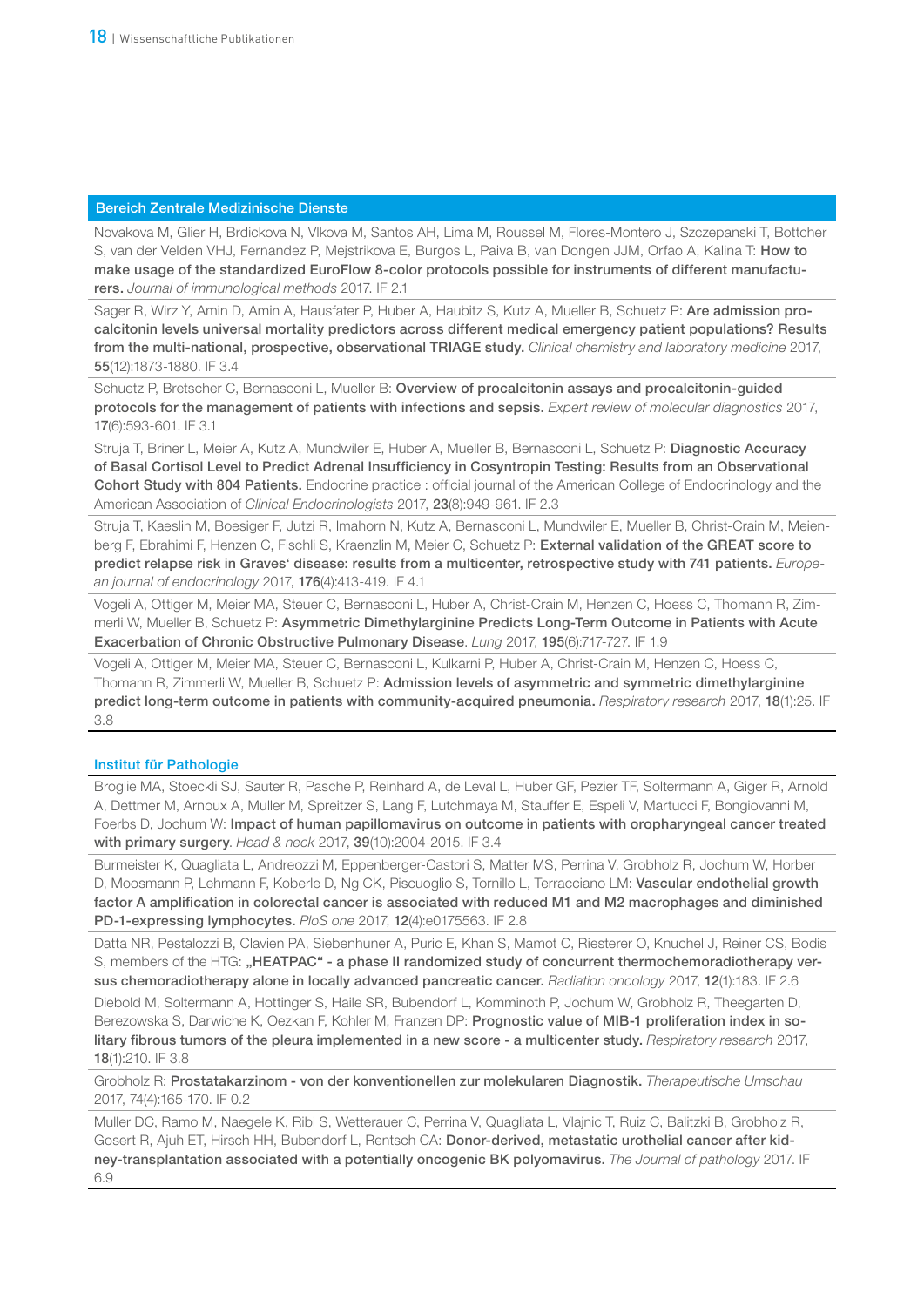## Bereich Zentrale Medizinische Dienste

Novakova M, Glier H, Brdickova N, Vlkova M, Santos AH, Lima M, Roussel M, Flores-Montero J, Szczepanski T, Bottcher S, van der Velden VHJ, Fernandez P, Mejstrikova E, Burgos L, Paiva B, van Dongen JJM, Orfao A, Kalina T: **How to make usage of the standardized EuroFlow 8-color protocols possible for instruments of different manufacturers.** *Journal of immunological methods* 2017. IF 2.1

Sager R, Wirz Y, Amin D, Amin A, Hausfater P, Huber A, Haubitz S, Kutz A, Mueller B, Schuetz P: **Are admission procalcitonin levels universal mortality predictors across different medical emergency patient populations? Results from the multi-national, prospective, observational TRIAGE study.** *Clinical chemistry and laboratory medicine* 2017, **55**(12):1873-1880. IF 3.4

Schuetz P, Bretscher C, Bernasconi L, Mueller B: **Overview of procalcitonin assays and procalcitonin-guided protocols for the management of patients with infections and sepsis.** *Expert review of molecular diagnostics* 2017, **17**(6):593-601. IF 3.1

Struja T, Briner L, Meier A, Kutz A, Mundwiler E, Huber A, Mueller B, Bernasconi L, Schuetz P: **Diagnostic Accuracy of Basal Cortisol Level to Predict Adrenal Insufficiency in Cosyntropin Testing: Results from an Observational Cohort Study with 804 Patients.** Endocrine practice : official journal of the American College of Endocrinology and the American Association of *Clinical Endocrinologists* 2017, **23**(8):949-961. IF 2.3

Struja T, Kaeslin M, Boesiger F, Jutzi R, Imahorn N, Kutz A, Bernasconi L, Mundwiler E, Mueller B, Christ-Crain M, Meienberg F, Ebrahimi F, Henzen C, Fischli S, Kraenzlin M, Meier C, Schuetz P: **External validation of the GREAT score to predict relapse risk in Graves' disease: results from a multicenter, retrospective study with 741 patients.** *European journal of endocrinology* 2017, **176**(4):413-419. IF 4.1

Vogeli A, Ottiger M, Meier MA, Steuer C, Bernasconi L, Huber A, Christ-Crain M, Henzen C, Hoess C, Thomann R, Zimmerli W, Mueller B, Schuetz P: **Asymmetric Dimethylarginine Predicts Long-Term Outcome in Patients with Acute Exacerbation of Chronic Obstructive Pulmonary Disease**. *Lung* 2017, **195**(6):717-727. IF 1.9

Vogeli A, Ottiger M, Meier MA, Steuer C, Bernasconi L, Kulkarni P, Huber A, Christ-Crain M, Henzen C, Hoess C, Thomann R, Zimmerli W, Mueller B, Schuetz P: **Admission levels of asymmetric and symmetric dimethylarginine predict long-term outcome in patients with community-acquired pneumonia.** *Respiratory research* 2017, **18**(1):25. IF 3.8

## Institut für Pathologie

Broglie MA, Stoeckli SJ, Sauter R, Pasche P, Reinhard A, de Leval L, Huber GF, Pezier TF, Soltermann A, Giger R, Arnold A, Dettmer M, Arnoux A, Muller M, Spreitzer S, Lang F, Lutchmaya M, Stauffer E, Espeli V, Martucci F, Bongiovanni M, Foerbs D, Jochum W: **Impact of human papillomavirus on outcome in patients with oropharyngeal cancer treated with primary surgery**. *Head & neck* 2017, **39**(10):2004-2015. IF 3.4

Burmeister K, Quagliata L, Andreozzi M, Eppenberger-Castori S, Matter MS, Perrina V, Grobholz R, Jochum W, Horber D, Moosmann P, Lehmann F, Koberle D, Ng CK, Piscuoglio S, Tornillo L, Terracciano LM: **Vascular endothelial growth factor A amplification in colorectal cancer is associated with reduced M1 and M2 macrophages and diminished PD-1-expressing lymphocytes.** *PloS one* 2017, **12**(4):e0175563. IF 2.8

Datta NR, Pestalozzi B, Clavien PA, Siebenhuner A, Puric E, Khan S, Mamot C, Riesterer O, Knuchel J, Reiner CS, Bodis S, members of the HTG: **„HEATPAC" - a phase II randomized study of concurrent thermochemoradiotherapy versus chemoradiotherapy alone in locally advanced pancreatic cancer.** *Radiation oncology* 2017, **12**(1):183. IF 2.6

Diebold M, Soltermann A, Hottinger S, Haile SR, Bubendorf L, Komminoth P, Jochum W, Grobholz R, Theegarten D, Berezowska S, Darwiche K, Oezkan F, Kohler M, Franzen DP: **Prognostic value of MIB-1 proliferation index in solitary fibrous tumors of the pleura implemented in a new score - a multicenter study.** *Respiratory research* 2017, **18**(1):210. IF 3.8

Grobholz R: **Prostatakarzinom - von der konventionellen zur molekularen Diagnostik.** *Therapeutische Umschau* 2017, 74(4):165-170. IF 0.2

Muller DC, Ramo M, Naegele K, Ribi S, Wetterauer C, Perrina V, Quagliata L, Vlajnic T, Ruiz C, Balitzki B, Grobholz R, Gosert R, Ajuh ET, Hirsch HH, Bubendorf L, Rentsch CA: **Donor-derived, metastatic urothelial cancer after kidney-transplantation associated with a potentially oncogenic BK polyomavirus.** *The Journal of pathology* 2017. IF 6.9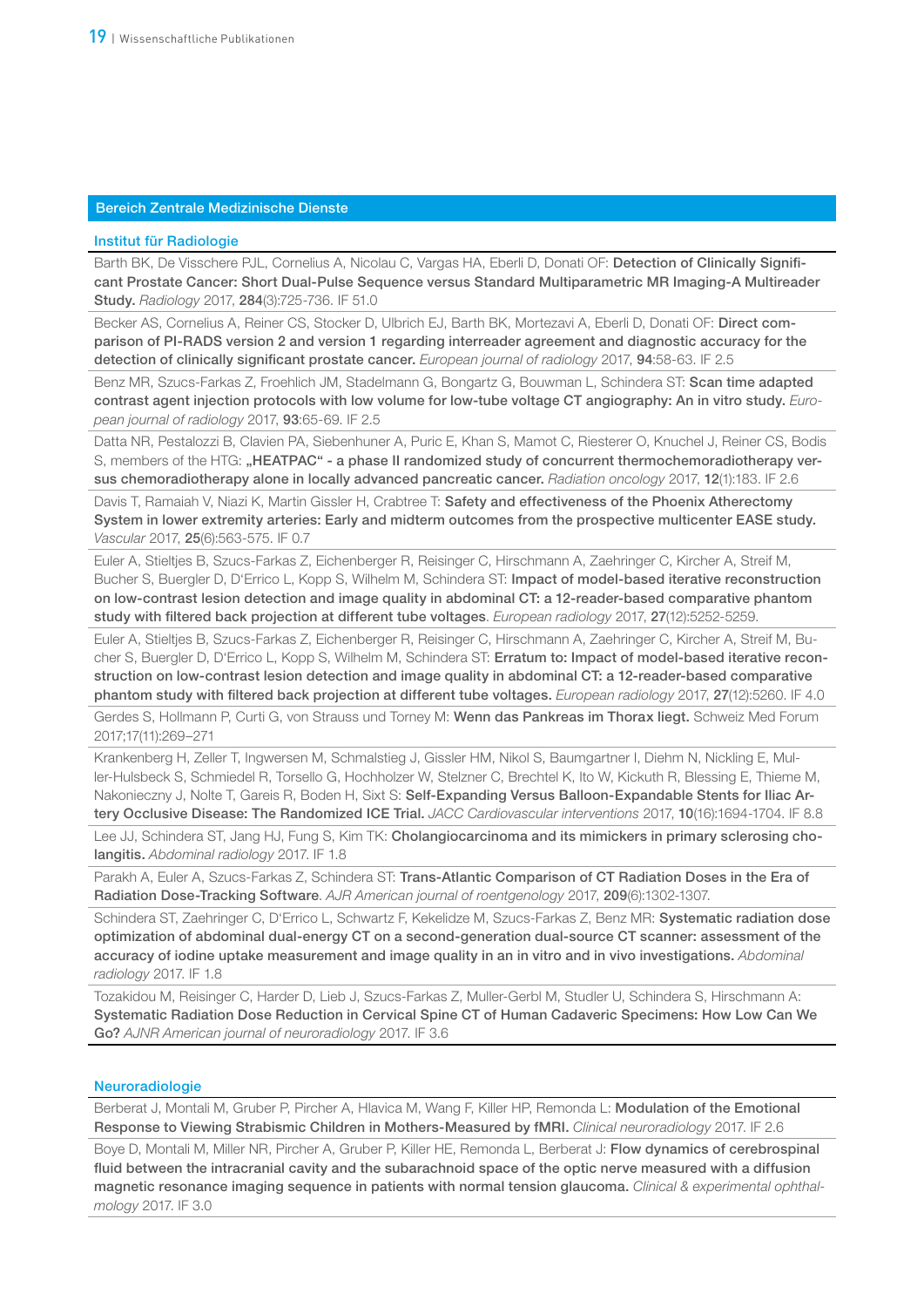## Bereich Zentrale Medizinische Dienste

### Institut für Radiologie

Barth BK, De Visschere PJL, Cornelius A, Nicolau C, Vargas HA, Eberli D, Donati OF: **Detection of Clinically Significant Prostate Cancer: Short Dual-Pulse Sequence versus Standard Multiparametric MR Imaging-A Multireader Study.** *Radiology* 2017, **284**(3):725-736. IF 51.0

Becker AS, Cornelius A, Reiner CS, Stocker D, Ulbrich EJ, Barth BK, Mortezavi A, Eberli D, Donati OF: **Direct comparison of PI-RADS version 2 and version 1 regarding interreader agreement and diagnostic accuracy for the detection of clinically significant prostate cancer.** *European journal of radiology* 2017, **94**:58-63. IF 2.5

Benz MR, Szucs-Farkas Z, Froehlich JM, Stadelmann G, Bongartz G, Bouwman L, Schindera ST: **Scan time adapted contrast agent injection protocols with low volume for low-tube voltage CT angiography: An in vitro study.** *European journal of radiology* 2017, **93**:65-69. IF 2.5

Datta NR, Pestalozzi B, Clavien PA, Siebenhuner A, Puric E, Khan S, Mamot C, Riesterer O, Knuchel J, Reiner CS, Bodis S, members of the HTG: **„HEATPAC" - a phase II randomized study of concurrent thermochemoradiotherapy versus chemoradiotherapy alone in locally advanced pancreatic cancer.** *Radiation oncology* 2017, **12**(1):183. IF 2.6

Davis T, Ramaiah V, Niazi K, Martin Gissler H, Crabtree T: **Safety and effectiveness of the Phoenix Atherectomy System in lower extremity arteries: Early and midterm outcomes from the prospective multicenter EASE study.** *Vascular* 2017, **25**(6):563-575. IF 0.7

Euler A, Stieltjes B, Szucs-Farkas Z, Eichenberger R, Reisinger C, Hirschmann A, Zaehringer C, Kircher A, Streif M, Bucher S, Buergler D, D'Errico L, Kopp S, Wilhelm M, Schindera ST: **Impact of model-based iterative reconstruction on low-contrast lesion detection and image quality in abdominal CT: a 12-reader-based comparative phantom study with filtered back projection at different tube voltages**. *European radiology* 2017, **27**(12):5252-5259.

Euler A, Stieltjes B, Szucs-Farkas Z, Eichenberger R, Reisinger C, Hirschmann A, Zaehringer C, Kircher A, Streif M, Bucher S, Buergler D, D'Errico L, Kopp S, Wilhelm M, Schindera ST: **Erratum to: Impact of model-based iterative reconstruction on low-contrast lesion detection and image quality in abdominal CT: a 12-reader-based comparative phantom study with filtered back projection at different tube voltages.** *European radiology* 2017, **27**(12):5260. IF 4.0

Gerdes S, Hollmann P, Curti G, von Strauss und Torney M: **Wenn das Pankreas im Thorax liegt.** Schweiz Med Forum 2017;17(11):269–271

Krankenberg H, Zeller T, Ingwersen M, Schmalstieg J, Gissler HM, Nikol S, Baumgartner I, Diehm N, Nickling E, Muller-Hulsbeck S, Schmiedel R, Torsello G, Hochholzer W, Stelzner C, Brechtel K, Ito W, Kickuth R, Blessing E, Thieme M, Nakonieczny J, Nolte T, Gareis R, Boden H, Sixt S: **Self-Expanding Versus Balloon-Expandable Stents for Iliac Artery Occlusive Disease: The Randomized ICE Trial.** *JACC Cardiovascular interventions* 2017, **10**(16):1694-1704. IF 8.8

Lee JJ, Schindera ST, Jang HJ, Fung S, Kim TK: **Cholangiocarcinoma and its mimickers in primary sclerosing cholangitis.** *Abdominal radiology* 2017. IF 1.8

Parakh A, Euler A, Szucs-Farkas Z, Schindera ST: **Trans-Atlantic Comparison of CT Radiation Doses in the Era of Radiation Dose-Tracking Software**. *AJR American journal of roentgenology* 2017, **209**(6):1302-1307.

Schindera ST, Zaehringer C, D'Errico L, Schwartz F, Kekelidze M, Szucs-Farkas Z, Benz MR: **Systematic radiation dose optimization of abdominal dual-energy CT on a second-generation dual-source CT scanner: assessment of the accuracy of iodine uptake measurement and image quality in an in vitro and in vivo investigations.** *Abdominal radiology* 2017. IF 1.8

Tozakidou M, Reisinger C, Harder D, Lieb J, Szucs-Farkas Z, Muller-Gerbl M, Studler U, Schindera S, Hirschmann A: **Systematic Radiation Dose Reduction in Cervical Spine CT of Human Cadaveric Specimens: How Low Can We Go?** *AJNR American journal of neuroradiology* 2017. IF 3.6

### Neuroradiologie

Berberat J, Montali M, Gruber P, Pircher A, Hlavica M, Wang F, Killer HP, Remonda L: **Modulation of the Emotional Response to Viewing Strabismic Children in Mothers-Measured by fMRI.** *Clinical neuroradiology* 2017. IF 2.6

Boye D, Montali M, Miller NR, Pircher A, Gruber P, Killer HE, Remonda L, Berberat J: **Flow dynamics of cerebrospinal fluid between the intracranial cavity and the subarachnoid space of the optic nerve measured with a diffusion magnetic resonance imaging sequence in patients with normal tension glaucoma.** *Clinical & experimental ophthalmology* 2017. IF 3.0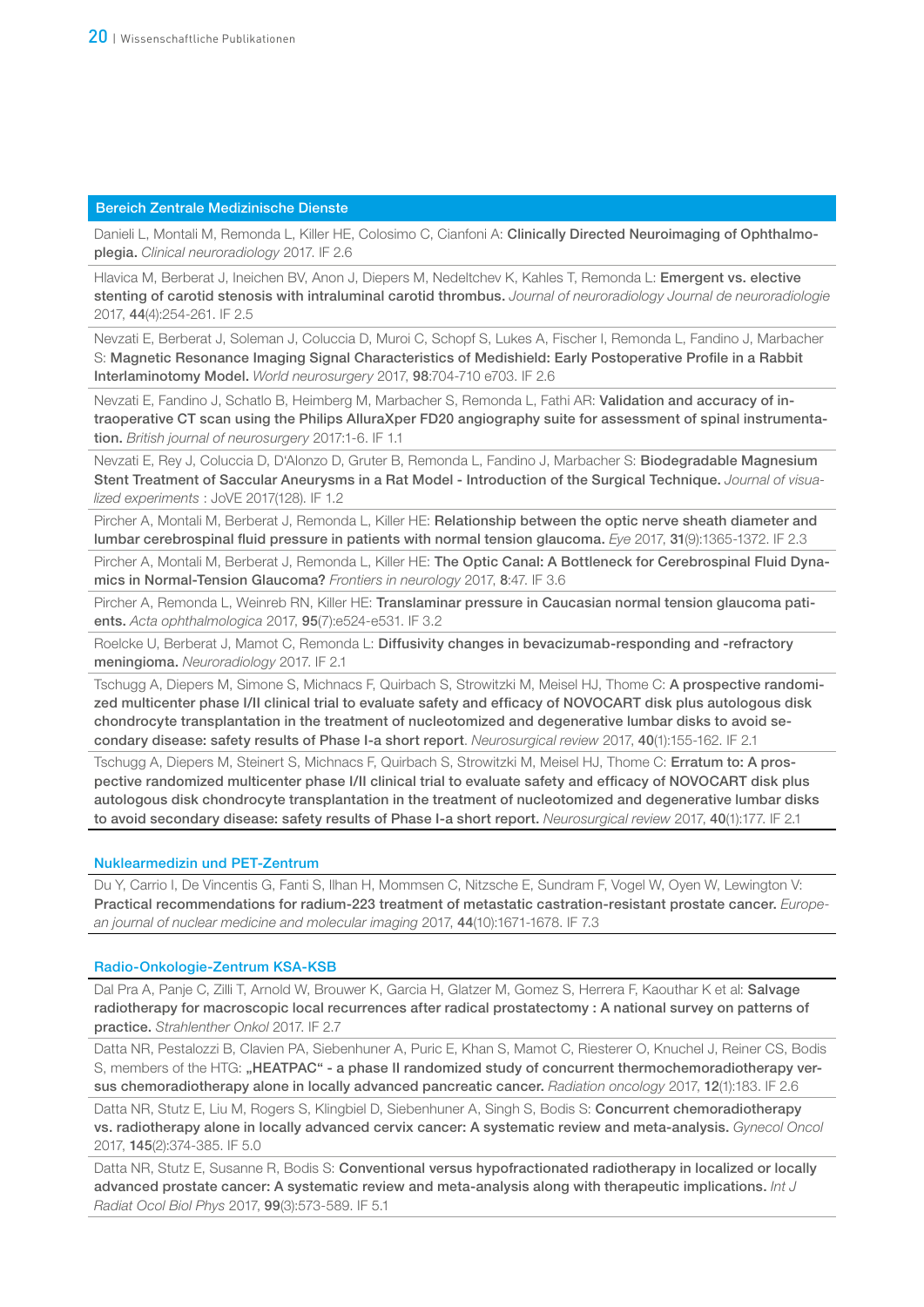## Bereich Zentrale Medizinische Dienste

Danieli L, Montali M, Remonda L, Killer HE, Colosimo C, Cianfoni A: **Clinically Directed Neuroimaging of Ophthalmoplegia.** *Clinical neuroradiology* 2017. IF 2.6

Hlavica M, Berberat J, Ineichen BV, Anon J, Diepers M, Nedeltchev K, Kahles T, Remonda L: **Emergent vs. elective stenting of carotid stenosis with intraluminal carotid thrombus.** *Journal of neuroradiology Journal de neuroradiologie* 2017, **44**(4):254-261. IF 2.5

Nevzati E, Berberat J, Soleman J, Coluccia D, Muroi C, Schopf S, Lukes A, Fischer I, Remonda L, Fandino J, Marbacher S: **Magnetic Resonance Imaging Signal Characteristics of Medishield: Early Postoperative Profile in a Rabbit Interlaminotomy Model.** *World neurosurgery* 2017, **98**:704-710 e703. IF 2.6

Nevzati E, Fandino J, Schatlo B, Heimberg M, Marbacher S, Remonda L, Fathi AR: **Validation and accuracy of intraoperative CT scan using the Philips AlluraXper FD20 angiography suite for assessment of spinal instrumentation.** *British journal of neurosurgery* 2017:1-6. IF 1.1

Nevzati E, Rey J, Coluccia D, D'Alonzo D, Gruter B, Remonda L, Fandino J, Marbacher S: **Biodegradable Magnesium Stent Treatment of Saccular Aneurysms in a Rat Model - Introduction of the Surgical Technique.** *Journal of visualized experiments* : JoVE 2017(128). IF 1.2

Pircher A, Montali M, Berberat J, Remonda L, Killer HE: **Relationship between the optic nerve sheath diameter and lumbar cerebrospinal fluid pressure in patients with normal tension glaucoma.** *Eye* 2017, **31**(9):1365-1372. IF 2.3

Pircher A, Montali M, Berberat J, Remonda L, Killer HE: **The Optic Canal: A Bottleneck for Cerebrospinal Fluid Dynamics in Normal-Tension Glaucoma?** *Frontiers in neurology* 2017, **8**:47. IF 3.6

Pircher A, Remonda L, Weinreb RN, Killer HE: **Translaminar pressure in Caucasian normal tension glaucoma patients.** *Acta ophthalmologica* 2017, **95**(7):e524-e531. IF 3.2

Roelcke U, Berberat J, Mamot C, Remonda L: **Diffusivity changes in bevacizumab-responding and -refractory meningioma.** *Neuroradiology* 2017. IF 2.1

Tschugg A, Diepers M, Simone S, Michnacs F, Quirbach S, Strowitzki M, Meisel HJ, Thome C: **A prospective randomized multicenter phase I/II clinical trial to evaluate safety and efficacy of NOVOCART disk plus autologous disk chondrocyte transplantation in the treatment of nucleotomized and degenerative lumbar disks to avoid secondary disease: safety results of Phase I-a short report**. *Neurosurgical review* 2017, **40**(1):155-162. IF 2.1

Tschugg A, Diepers M, Steinert S, Michnacs F, Quirbach S, Strowitzki M, Meisel HJ, Thome C: **Erratum to: A prospective randomized multicenter phase I/II clinical trial to evaluate safety and efficacy of NOVOCART disk plus autologous disk chondrocyte transplantation in the treatment of nucleotomized and degenerative lumbar disks to avoid secondary disease: safety results of Phase I-a short report.** *Neurosurgical review* 2017, **40**(1):177. IF 2.1

### Nuklearmedizin und PET-Zentrum

Du Y, Carrio I, De Vincentis G, Fanti S, Ilhan H, Mommsen C, Nitzsche E, Sundram F, Vogel W, Oyen W, Lewington V: **Practical recommendations for radium-223 treatment of metastatic castration-resistant prostate cancer.** *European journal of nuclear medicine and molecular imaging* 2017, **44**(10):1671-1678. IF 7.3

### Radio-Onkologie-Zentrum KSA-KSB

Dal Pra A, Panje C, Zilli T, Arnold W, Brouwer K, Garcia H, Glatzer M, Gomez S, Herrera F, Kaouthar K et al: **Salvage radiotherapy for macroscopic local recurrences after radical prostatectomy : A national survey on patterns of practice.** *Strahlenther Onkol* 2017. IF 2.7

Datta NR, Pestalozzi B, Clavien PA, Siebenhuner A, Puric E, Khan S, Mamot C, Riesterer O, Knuchel J, Reiner CS, Bodis S, members of the HTG: **„HEATPAC" - a phase II randomized study of concurrent thermochemoradiotherapy versus chemoradiotherapy alone in locally advanced pancreatic cancer.** *Radiation oncology* 2017, **12**(1):183. IF 2.6

Datta NR, Stutz E, Liu M, Rogers S, Klingbiel D, Siebenhuner A, Singh S, Bodis S: **Concurrent chemoradiotherapy vs. radiotherapy alone in locally advanced cervix cancer: A systematic review and meta-analysis.** *Gynecol Oncol* 2017, **145**(2):374-385. IF 5.0

Datta NR, Stutz E, Susanne R, Bodis S: **Conventional versus hypofractionated radiotherapy in localized or locally advanced prostate cancer: A systematic review and meta-analysis along with therapeutic implications.** *Int J Radiat Ocol Biol Phys* 2017, **99**(3):573-589. IF 5.1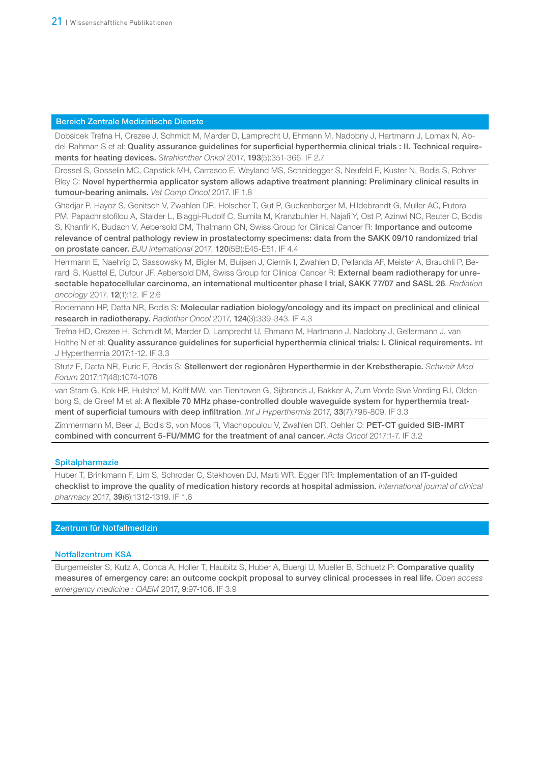## Bereich Zentrale Medizinische Dienste

Dobsicek Trefna H, Crezee J, Schmidt M, Marder D, Lamprecht U, Ehmann M, Nadobny J, Hartmann J, Lomax N, Abdel-Rahman S et al: **Quality assurance guidelines for superficial hyperthermia clinical trials : II. Technical requirements for heating devices.** *Strahlenther Onkol* 2017, **193**(5):351-366. IF 2.7

Dressel S, Gosselin MC, Capstick MH, Carrasco E, Weyland MS, Scheidegger S, Neufeld E, Kuster N, Bodis S, Rohrer Bley C: **Novel hyperthermia applicator system allows adaptive treatment planning: Preliminary clinical results in tumour-bearing animals.** *Vet Comp Oncol* 2017. IF 1.8

Ghadjar P, Hayoz S, Genitsch V, Zwahlen DR, Holscher T, Gut P, Guckenberger M, Hildebrandt G, Muller AC, Putora PM, Papachristofilou A, Stalder L, Biaggi-Rudolf C, Sumila M, Kranzbuhler H, Najafi Y, Ost P, Azinwi NC, Reuter C, Bodis S, Khanfir K, Budach V, Aebersold DM, Thalmann GN, Swiss Group for Clinical Cancer R: **Importance and outcome relevance of central pathology review in prostatectomy specimens: data from the SAKK 09/10 randomized trial on prostate cancer.** *BJU international* 2017, **120**(5B):E45-E51. IF 4.4

Herrmann E, Naehrig D, Sassowsky M, Bigler M, Buijsen J, Ciernik I, Zwahlen D, Pellanda AF, Meister A, Brauchli P, Berardi S, Kuettel E, Dufour JF, Aebersold DM, Swiss Group for Clinical Cancer R: **External beam radiotherapy for unresectable hepatocellular carcinoma, an international multicenter phase I trial, SAKK 77/07 and SASL 26**. *Radiation oncology* 2017, **12**(1):12. IF 2.6

Rodemann HP, Datta NR, Bodis S: **Molecular radiation biology/oncology and its impact on preclinical and clinical research in radiotherapy.** *Radiother Oncol* 2017, **124**(3):339-343. IF 4.3

Trefna HD, Crezee H, Schmidt M, Marder D, Lamprecht U, Ehmann M, Hartmann J, Nadobny J, Gellermann J, van Holthe N et al: **Quality assurance guidelines for superficial hyperthermia clinical trials: I. Clinical requirements.** Int J Hyperthermia 2017:1-12. IF 3.3

Stutz E, Datta NR, Puric E, Bodis S: **Stellenwert der regionären Hyperthermie in der Krebstherapie.** *Schweiz Med Forum* 2017;17(48):1074-1076

van Stam G, Kok HP, Hulshof M, Kolff MW, van Tienhoven G, Sijbrands J, Bakker A, Zum Vorde Sive Vording PJ, Oldenborg S, de Greef M et al: **A flexible 70 MHz phase-controlled double waveguide system for hyperthermia treatment of superficial tumours with deep infiltration**. *Int J Hyperthermia* 2017, **33**(7):796-809. IF 3.3

Zimmermann M, Beer J, Bodis S, von Moos R, Vlachopoulou V, Zwahlen DR, Oehler C: **PET-CT guided SIB-IMRT combined with concurrent 5-FU/MMC for the treatment of anal cancer.** *Acta Oncol* 2017:1-7. IF 3.2

### Spitalpharmazie

Huber T, Brinkmann F, Lim S, Schroder C, Stekhoven DJ, Marti WR, Egger RR: **Implementation of an IT-guided checklist to improve the quality of medication history records at hospital admission.** *International journal of clinical pharmacy* 2017, **39**(6):1312-1319. IF 1.6

## Zentrum für Notfallmedizin

### Notfallzentrum KSA

Burgemeister S, Kutz A, Conca A, Holler T, Haubitz S, Huber A, Buergi U, Mueller B, Schuetz P: **Comparative quality measures of emergency care: an outcome cockpit proposal to survey clinical processes in real life.** *Open access emergency medicine : OAEM* 2017, **9**:97-106. IF 3.9